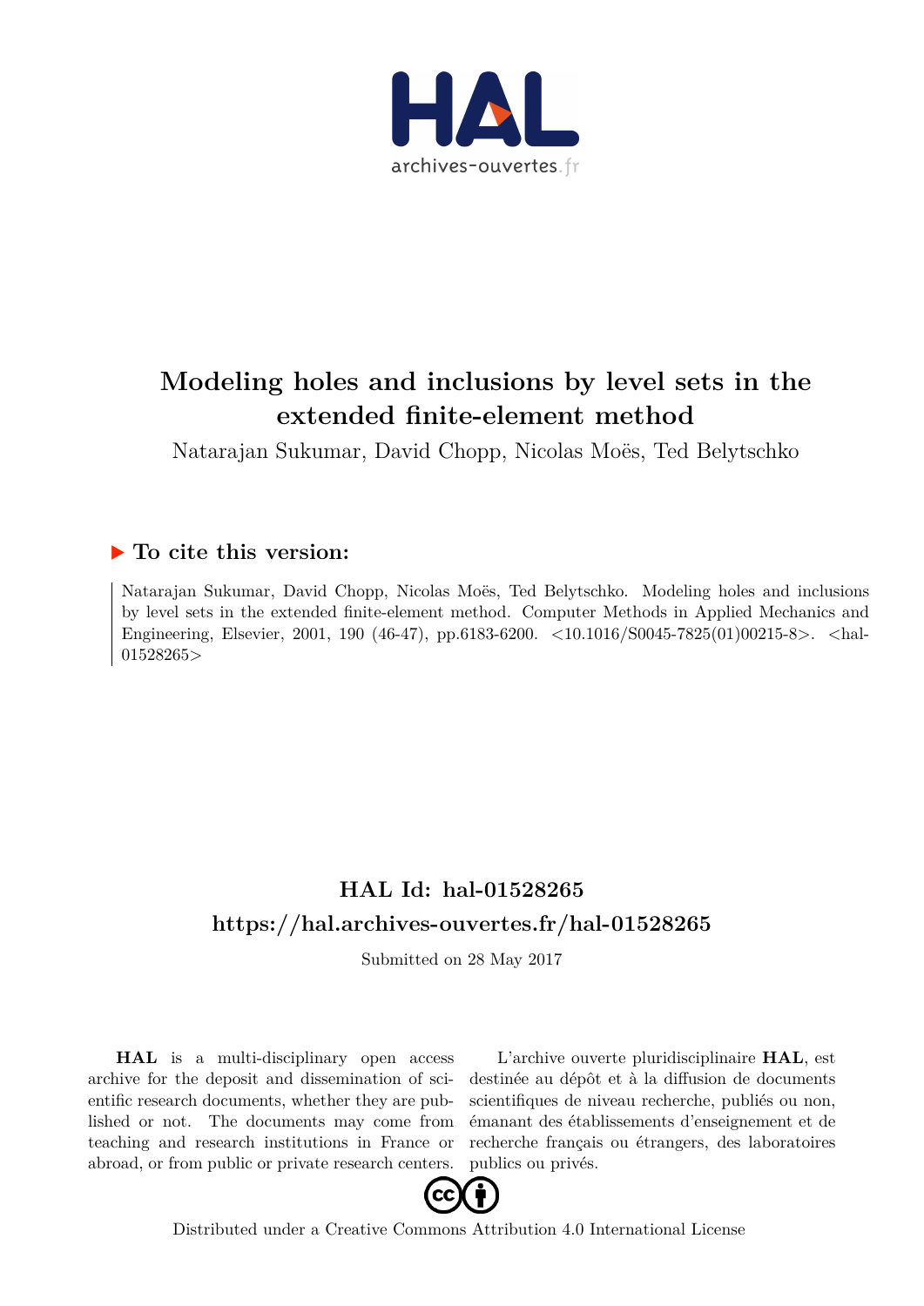# Modeling holes and inclusions by level sets in the extended finite-element method

Natarajan Sukumar, David Chopp, Nicolas Moës, Ted Belytschko

## ▶ To cite this version:

Natarajan Sukumar, David Chopp, Nicolas Moës, Ted Belytschko. Modeling holes and inclusions by level sets in the extended finite-element method. Computer Methods in Applied Mechanics and Engineering, Elsevier, 2001, 190 (46-47), pp.6183-6200. <10.1016/S0045-7825(01)00215-8>. <hal-01528265>

## HAL Id: hal-01528265

## https://hal.archives-ouvertes.fr/hal-01528265

Submitted on 28 May 2017

**HAL** is a multi-disciplinary open access archive for the deposit and dissemination of scientific research documents, whether they are published or not. The documents may come from teaching and research institutions in France or abroad, or from public or private research centers.

L'archive ouverte pluridisciplinaire **HAL**, est destinée au dépôt et à la diffusion de documents scientifiques de niveau recherche, publiés ou non, émanant des établissements d'enseignement et de recherche français ou étrangers, des laboratoires publics ou privés.

Distributed under a Creative Commons Attribution 4.0 International License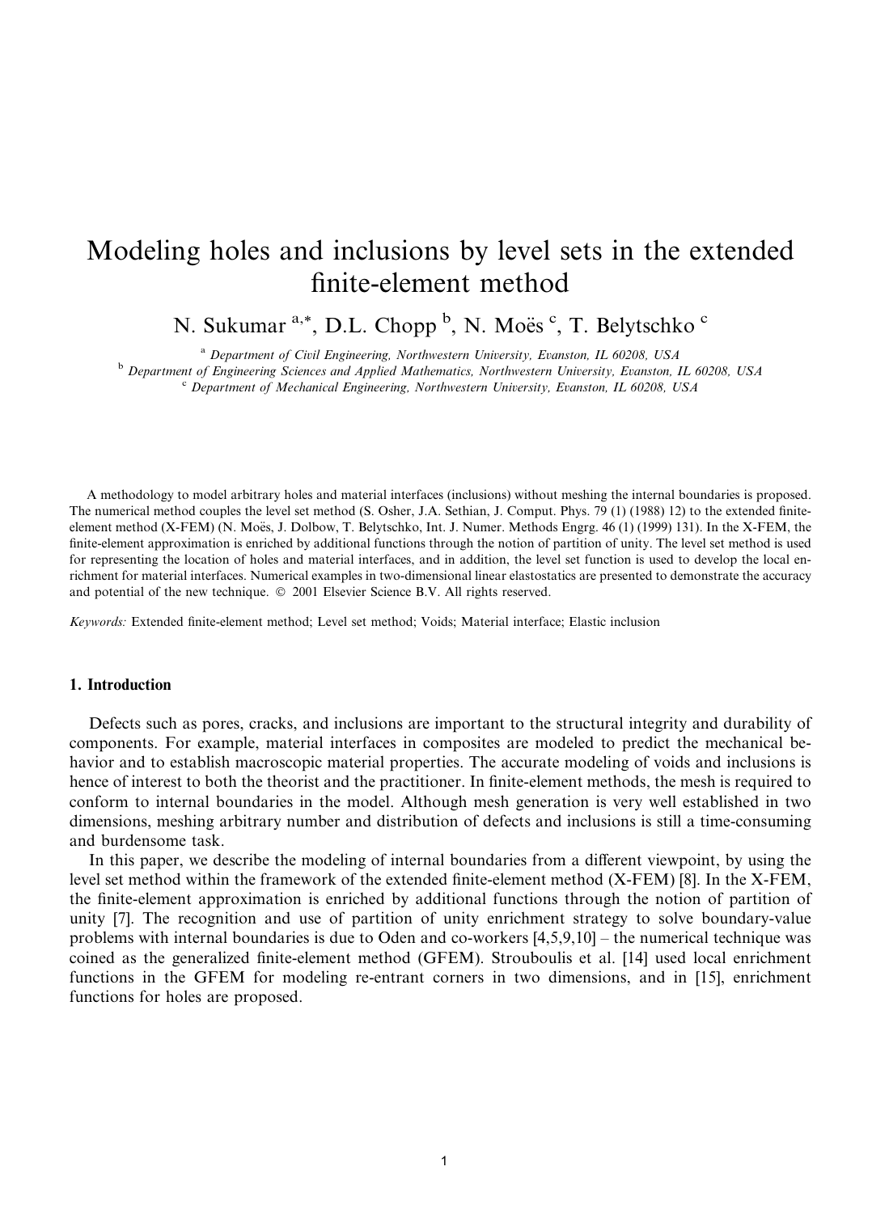# Modeling holes and inclusions by level sets in the extended finite-element method

N. Sukumar [a,*], D.L. Chopp [b], N. Moës [c], T. Belytschko [c]

[a] *Department of Civil Engineering, Northwestern University, Evanston, IL 60208, USA*
[b] *Department of Engineering Sciences and Applied Mathematics, Northwestern University, Evanston, IL 60208, USA*
[c] *Department of Mechanical Engineering, Northwestern University, Evanston, IL 60208, USA*

A methodology to model arbitrary holes and material interfaces (inclusions) without meshing the internal boundaries is proposed. The numerical method couples the level set method (S. Osher, J.A. Sethian, J. Comput. Phys. 79 (1) (1988) 12) to the extended finite-element method (X-FEM) (N. Moës, J. Dolbow, T. Belytschko, Int. J. Numer. Methods Engrg. 46 (1) (1999) 131). In the X-FEM, the finite-element approximation is enriched by additional functions through the notion of partition of unity. The level set method is used for representing the location of holes and material interfaces, and in addition, the level set function is used to develop the local enrichment for material interfaces. Numerical examples in two-dimensional linear elastostatics are presented to demonstrate the accuracy and potential of the new technique. © 2001 Elsevier Science B.V. All rights reserved.

*Keywords:* Extended finite-element method; Level set method; Voids; Material interface; Elastic inclusion

## 1. Introduction

Defects such as pores, cracks, and inclusions are important to the structural integrity and durability of components. For example, material interfaces in composites are modeled to predict the mechanical behavior and to establish macroscopic material properties. The accurate modeling of voids and inclusions is hence of interest to both the theorist and the practitioner. In finite-element methods, the mesh is required to conform to internal boundaries in the model. Although mesh generation is very well established in two dimensions, meshing arbitrary number and distribution of defects and inclusions is still a time-consuming and burdensome task.

In this paper, we describe the modeling of internal boundaries from a different viewpoint, by using the level set method within the framework of the extended finite-element method (X-FEM) [8]. In the X-FEM, the finite-element approximation is enriched by additional functions through the notion of partition of unity [7]. The recognition and use of partition of unity enrichment strategy to solve boundary-value problems with internal boundaries is due to Oden and co-workers [4,5,9,10] – the numerical technique was coined as the generalized finite-element method (GFEM). Strouboulis et al. [14] used local enrichment functions in the GFEM for modeling re-entrant corners in two dimensions, and in [15], enrichment functions for holes are proposed.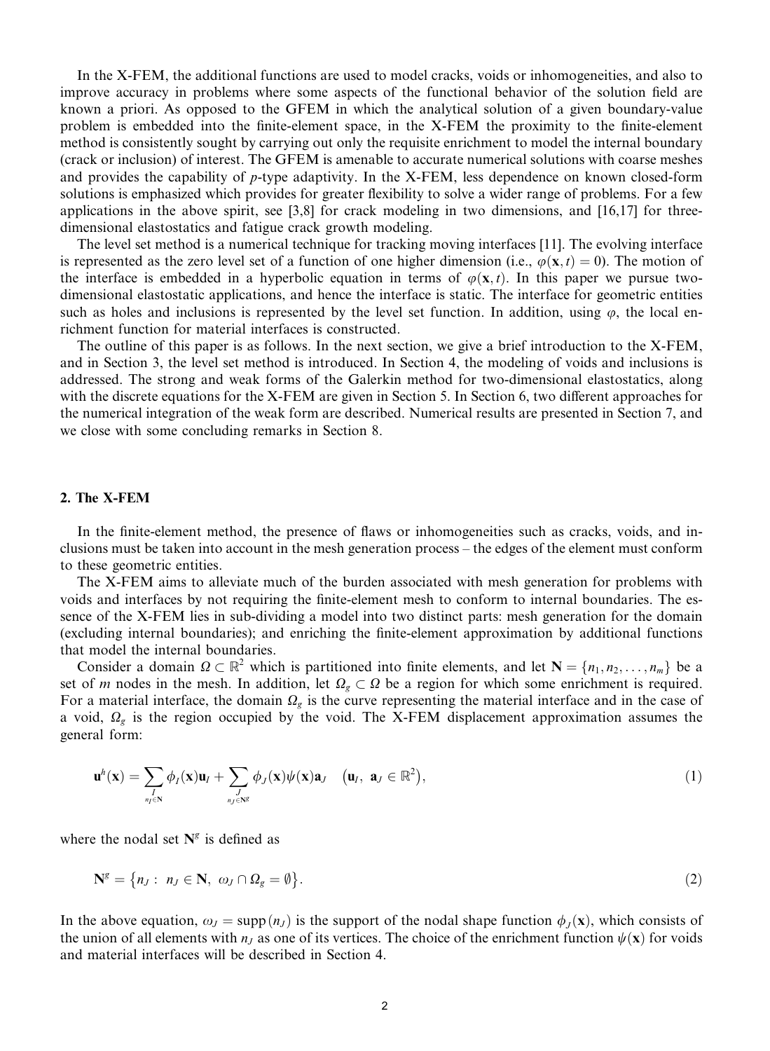In the X-FEM, the additional functions are used to model cracks, voids or inhomogeneities, and also to improve accuracy in problems where some aspects of the functional behavior of the solution field are known a priori. As opposed to the GFEM in which the analytical solution of a given boundary-value problem is embedded into the finite-element space, in the X-FEM the proximity to the finite-element method is consistently sought by carrying out only the requisite enrichment to model the internal boundary (crack or inclusion) of interest. The GFEM is amenable to accurate numerical solutions with coarse meshes and provides the capability of $p$-type adaptivity. In the X-FEM, less dependence on known closed-form solutions is emphasized which provides for greater flexibility to solve a wider range of problems. For a few applications in the above spirit, see [3,8] for crack modeling in two dimensions, and [16,17] for three-dimensional elastostatics and fatigue crack growth modeling.

The level set method is a numerical technique for tracking moving interfaces [11]. The evolving interface is represented as the zero level set of a function of one higher dimension (i.e., $\varphi(\mathbf{x}, t) = 0$). The motion of the interface is embedded in a hyperbolic equation in terms of $\varphi(\mathbf{x}, t)$. In this paper we pursue two-dimensional elastostatic applications, and hence the interface is static. The interface for geometric entities such as holes and inclusions is represented by the level set function. In addition, using $\varphi$, the local enrichment function for material interfaces is constructed.

The outline of this paper is as follows. In the next section, we give a brief introduction to the X-FEM, and in Section 3, the level set method is introduced. In Section 4, the modeling of voids and inclusions is addressed. The strong and weak forms of the Galerkin method for two-dimensional elastostatics, along with the discrete equations for the X-FEM are given in Section 5. In Section 6, two different approaches for the numerical integration of the weak form are described. Numerical results are presented in Section 7, and we close with some concluding remarks in Section 8.

## 2. The X-FEM

In the finite-element method, the presence of flaws or inhomogeneities such as cracks, voids, and inclusions must be taken into account in the mesh generation process – the edges of the element must conform to these geometric entities.

The X-FEM aims to alleviate much of the burden associated with mesh generation for problems with voids and interfaces by not requiring the finite-element mesh to conform to internal boundaries. The essence of the X-FEM lies in sub-dividing a model into two distinct parts: mesh generation for the domain (excluding internal boundaries); and enriching the finite-element approximation by additional functions that model the internal boundaries.

Consider a domain $\Omega \subset \mathbb{R}^2$ which is partitioned into finite elements, and let $\mathbf{N} = \{n_1, n_2, \ldots, n_m\}$ be a set of $m$ nodes in the mesh. In addition, let $\Omega_g \subset \Omega$ be a region for which some enrichment is required. For a material interface, the domain $\Omega_g$ is the curve representing the material interface and in the case of a void, $\Omega_g$ is the region occupied by the void. The X-FEM displacement approximation assumes the general form:

$$\mathbf{u}^h(\mathbf{x}) = \sum_{\substack{I \\ n_I \in \mathbf{N}}} \phi_I(\mathbf{x}) \mathbf{u}_I + \sum_{\substack{J \\ n_J \in \mathbf{N}^g}} \phi_J(\mathbf{x}) \psi(\mathbf{x}) \mathbf{a}_J \quad \left( \mathbf{u}_I, \ \mathbf{a}_J \in \mathbb{R}^2 \right), \tag{1}$$

where the nodal set $\mathbf{N}^g$ is defined as

$$\mathbf{N}^g = \left\{ n_J : \ n_J \in \mathbf{N}, \ \omega_J \cap \Omega_g = \emptyset \right\}. \tag{2}$$

In the above equation, $\omega_J = \mathrm{supp}(n_J)$ is the support of the nodal shape function $\phi_J(\mathbf{x})$, which consists of the union of all elements with $n_J$ as one of its vertices. The choice of the enrichment function $\psi(\mathbf{x})$ for voids and material interfaces will be described in Section 4.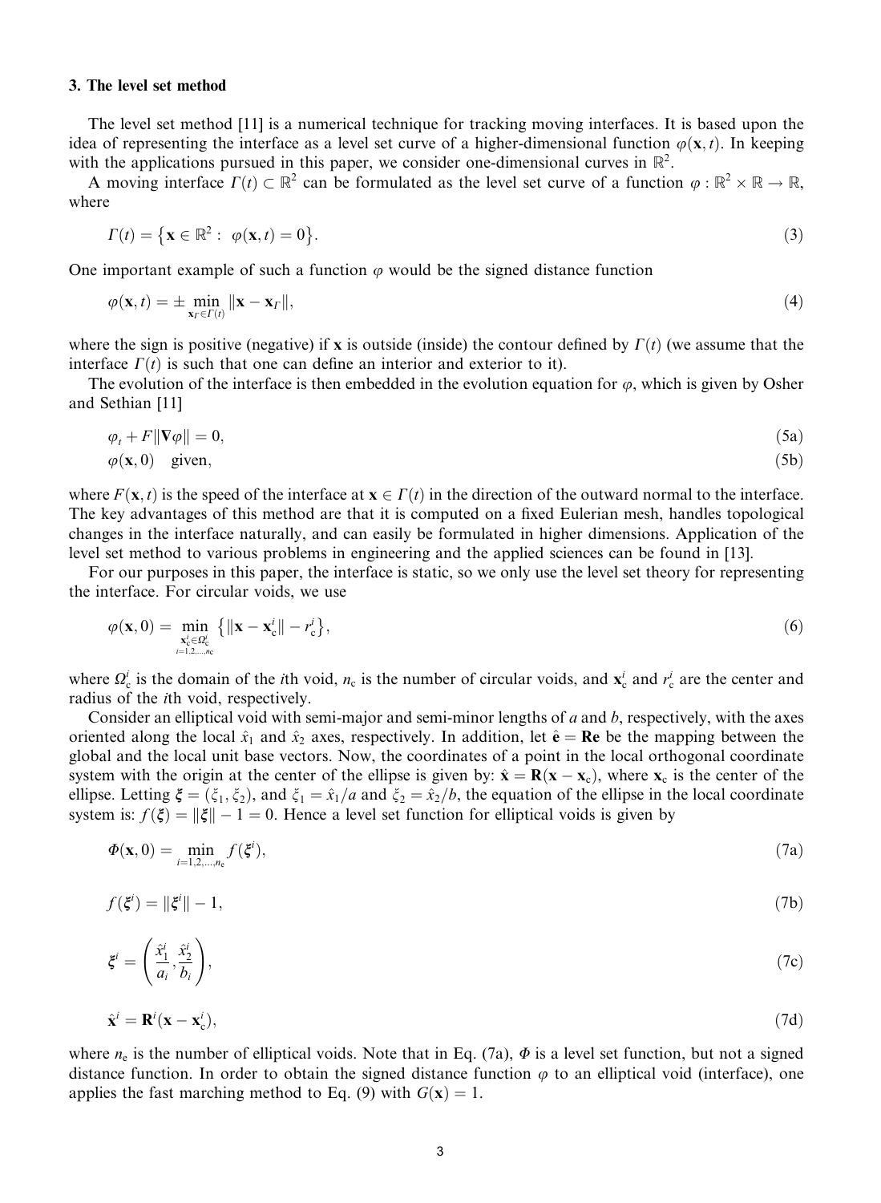### 3. The level set method

The level set method [11] is a numerical technique for tracking moving interfaces. It is based upon the idea of representing the interface as a level set curve of a higher-dimensional function $\varphi(\mathbf{x}, t)$. In keeping with the applications pursued in this paper, we consider one-dimensional curves in $\mathbb{R}^2$.

A moving interface $\Gamma(t) \subset \mathbb{R}^2$ can be formulated as the level set curve of a function $\varphi : \mathbb{R}^2 \times \mathbb{R} \to \mathbb{R}$, where

$$\Gamma(t) = \{\mathbf{x} \in \mathbb{R}^2 : \ \varphi(\mathbf{x}, t) = 0\}. \tag{3}$$

One important example of such a function $\varphi$ would be the signed distance function

$$\varphi(\mathbf{x}, t) = \pm \min_{\mathbf{x}_\Gamma \in \Gamma(t)} \|\mathbf{x} - \mathbf{x}_\Gamma\|, \tag{4}$$

where the sign is positive (negative) if $\mathbf{x}$ is outside (inside) the contour defined by $\Gamma(t)$ (we assume that the interface $\Gamma(t)$ is such that one can define an interior and exterior to it).

The evolution of the interface is then embedded in the evolution equation for $\varphi$, which is given by Osher and Sethian [11]

$$\varphi_t + F\|\nabla\varphi\| = 0, \tag{5a}$$

$$\varphi(\mathbf{x}, 0) \quad \text{given}, \tag{5b}$$

where $F(\mathbf{x}, t)$ is the speed of the interface at $\mathbf{x} \in \Gamma(t)$ in the direction of the outward normal to the interface. The key advantages of this method are that it is computed on a fixed Eulerian mesh, handles topological changes in the interface naturally, and can easily be formulated in higher dimensions. Application of the level set method to various problems in engineering and the applied sciences can be found in [13].

For our purposes in this paper, the interface is static, so we only use the level set theory for representing the interface. For circular voids, we use

$$\varphi(\mathbf{x}, 0) = \min_{\substack{\mathbf{x}_c^i \in \Omega_c^i \\ i=1,2,\ldots,n_c}} \{\|\mathbf{x} - \mathbf{x}_c^i\| - r_c^i\}, \tag{6}$$

where $\Omega_c^i$ is the domain of the $i$th void, $n_c$ is the number of circular voids, and $\mathbf{x}_c^i$ and $r_c^i$ are the center and radius of the $i$th void, respectively.

Consider an elliptical void with semi-major and semi-minor lengths of $a$ and $b$, respectively, with the axes oriented along the local $\hat{x}_1$ and $\hat{x}_2$ axes, respectively. In addition, let $\hat{\mathbf{e}} = \mathbf{R}\mathbf{e}$ be the mapping between the global and the local unit base vectors. Now, the coordinates of a point in the local orthogonal coordinate system with the origin at the center of the ellipse is given by: $\hat{\mathbf{x}} = \mathbf{R}(\mathbf{x} - \mathbf{x}_c)$, where $\mathbf{x}_c$ is the center of the ellipse. Letting $\boldsymbol{\xi} = (\xi_1, \xi_2)$, and $\xi_1 = \hat{x}_1/a$ and $\xi_2 = \hat{x}_2/b$, the equation of the ellipse in the local coordinate system is: $f(\boldsymbol{\xi}) = \|\boldsymbol{\xi}\| - 1 = 0$. Hence a level set function for elliptical voids is given by

$$\Phi(\mathbf{x}, 0) = \min_{i=1,2,\ldots,n_e} f(\boldsymbol{\xi}^i), \tag{7a}$$

$$f(\boldsymbol{\xi}^i) = \|\boldsymbol{\xi}^i\| - 1, \tag{7b}$$

$$\boldsymbol{\xi}^i = \left(\frac{\hat{x}_1^i}{a_i}, \frac{\hat{x}_2^i}{b_i}\right), \tag{7c}$$

$$\hat{\mathbf{x}}^i = \mathbf{R}^i(\mathbf{x} - \mathbf{x}_c^i), \tag{7d}$$

where $n_e$ is the number of elliptical voids. Note that in Eq. (7a), $\Phi$ is a level set function, but not a signed distance function. In order to obtain the signed distance function $\varphi$ to an elliptical void (interface), one applies the fast marching method to Eq. (9) with $G(\mathbf{x}) = 1$.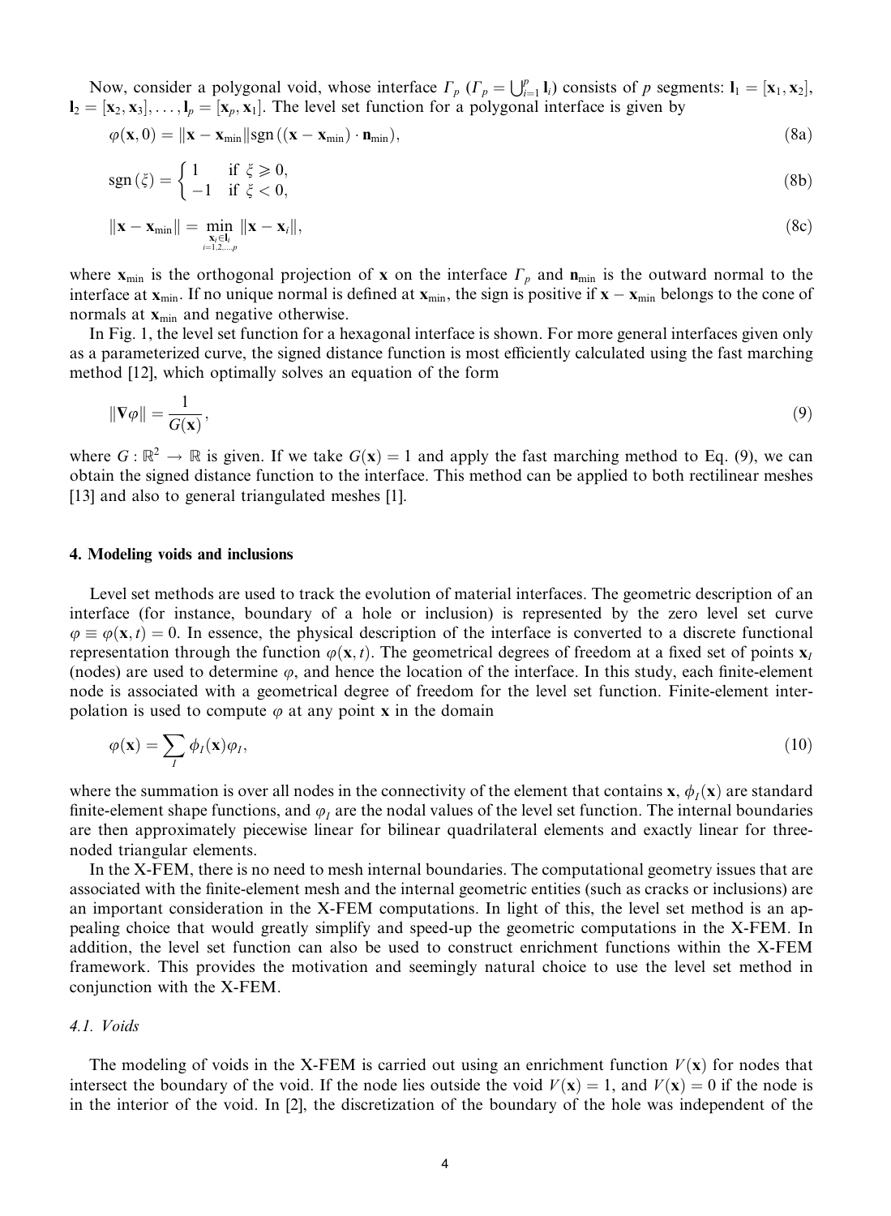Now, consider a polygonal void, whose interface $\Gamma_p$ ($\Gamma_p = \bigcup_{i=1}^{p} \mathbf{l}_i$) consists of $p$ segments: $\mathbf{l}_1 = [\mathbf{x}_1, \mathbf{x}_2]$, $\mathbf{l}_2 = [\mathbf{x}_2, \mathbf{x}_3], \ldots, \mathbf{l}_p = [\mathbf{x}_p, \mathbf{x}_1]$. The level set function for a polygonal interface is given by

$$\varphi(\mathbf{x}, 0) = \|\mathbf{x} - \mathbf{x}_{\min}\| \operatorname{sgn}((\mathbf{x} - \mathbf{x}_{\min}) \cdot \mathbf{n}_{\min}), \tag{8a}$$

$$\operatorname{sgn}(\xi) = \begin{cases} 1 & \text{if } \xi \geqslant 0, \\ -1 & \text{if } \xi < 0, \end{cases} \tag{8b}$$

$$\|\mathbf{x} - \mathbf{x}_{\min}\| = \min_{\substack{\mathbf{x}_i \in \mathbf{l}_i \\ i=1,2,\ldots,p}} \|\mathbf{x} - \mathbf{x}_i\|, \tag{8c}$$

where $\mathbf{x}_{\min}$ is the orthogonal projection of $\mathbf{x}$ on the interface $\Gamma_p$ and $\mathbf{n}_{\min}$ is the outward normal to the interface at $\mathbf{x}_{\min}$. If no unique normal is defined at $\mathbf{x}_{\min}$, the sign is positive if $\mathbf{x} - \mathbf{x}_{\min}$ belongs to the cone of normals at $\mathbf{x}_{\min}$ and negative otherwise.

In Fig. 1, the level set function for a hexagonal interface is shown. For more general interfaces given only as a parameterized curve, the signed distance function is most efficiently calculated using the fast marching method [12], which optimally solves an equation of the form

$$\|\nabla\varphi\| = \frac{1}{G(\mathbf{x})}, \tag{9}$$

where $G : \mathbb{R}^2 \to \mathbb{R}$ is given. If we take $G(\mathbf{x}) = 1$ and apply the fast marching method to Eq. (9), we can obtain the signed distance function to the interface. This method can be applied to both rectilinear meshes [13] and also to general triangulated meshes [1].

## 4. Modeling voids and inclusions

Level set methods are used to track the evolution of material interfaces. The geometric description of an interface (for instance, boundary of a hole or inclusion) is represented by the zero level set curve $\varphi \equiv \varphi(\mathbf{x}, t) = 0$. In essence, the physical description of the interface is converted to a discrete functional representation through the function $\varphi(\mathbf{x}, t)$. The geometrical degrees of freedom at a fixed set of points $\mathbf{x}_I$ (nodes) are used to determine $\varphi$, and hence the location of the interface. In this study, each finite-element node is associated with a geometrical degree of freedom for the level set function. Finite-element interpolation is used to compute $\varphi$ at any point $\mathbf{x}$ in the domain

$$\varphi(\mathbf{x}) = \sum_I \phi_I(\mathbf{x})\varphi_I, \tag{10}$$

where the summation is over all nodes in the connectivity of the element that contains $\mathbf{x}$, $\phi_I(\mathbf{x})$ are standard finite-element shape functions, and $\varphi_I$ are the nodal values of the level set function. The internal boundaries are then approximately piecewise linear for bilinear quadrilateral elements and exactly linear for three-noded triangular elements.

In the X-FEM, there is no need to mesh internal boundaries. The computational geometry issues that are associated with the finite-element mesh and the internal geometric entities (such as cracks or inclusions) are an important consideration in the X-FEM computations. In light of this, the level set method is an appealing choice that would greatly simplify and speed-up the geometric computations in the X-FEM. In addition, the level set function can also be used to construct enrichment functions within the X-FEM framework. This provides the motivation and seemingly natural choice to use the level set method in conjunction with the X-FEM.

### *4.1. Voids*

The modeling of voids in the X-FEM is carried out using an enrichment function $V(\mathbf{x})$ for nodes that intersect the boundary of the void. If the node lies outside the void $V(\mathbf{x}) = 1$, and $V(\mathbf{x}) = 0$ if the node is in the interior of the void. In [2], the discretization of the boundary of the hole was independent of the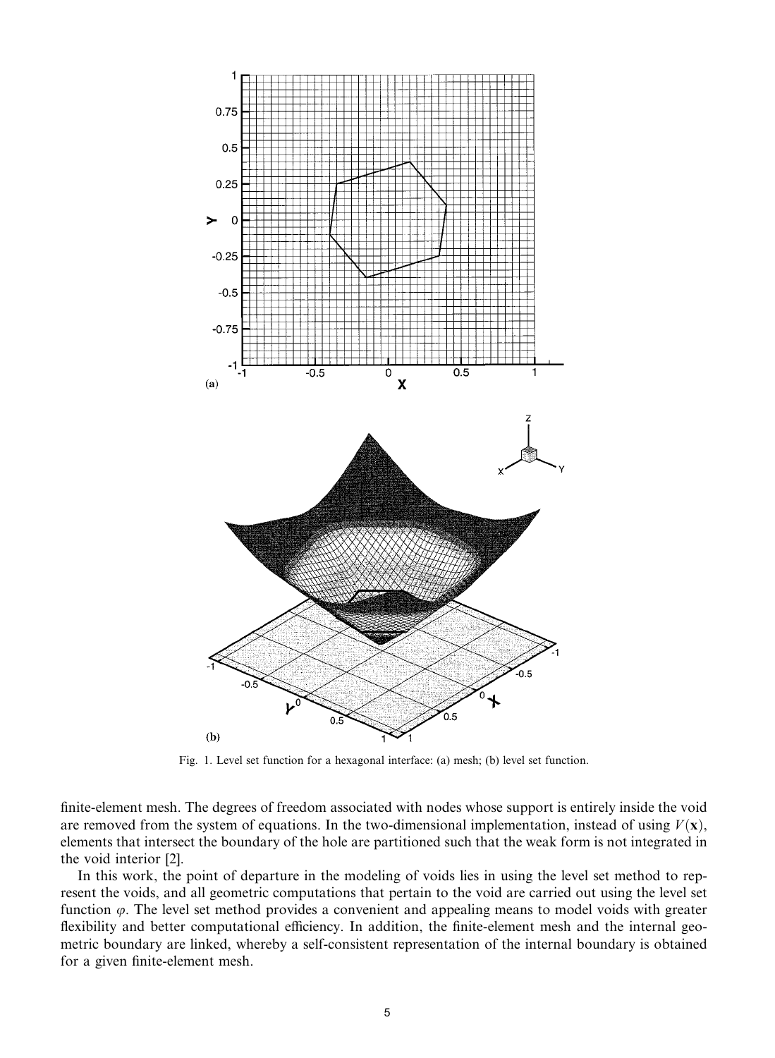Fig. 1. Level set function for a hexagonal interface: (a) mesh; (b) level set function.

finite-element mesh. The degrees of freedom associated with nodes whose support is entirely inside the void are removed from the system of equations. In the two-dimensional implementation, instead of using $V(\mathbf{x})$, elements that intersect the boundary of the hole are partitioned such that the weak form is not integrated in the void interior [2].

In this work, the point of departure in the modeling of voids lies in using the level set method to represent the voids, and all geometric computations that pertain to the void are carried out using the level set function $\varphi$. The level set method provides a convenient and appealing means to model voids with greater flexibility and better computational efficiency. In addition, the finite-element mesh and the internal geometric boundary are linked, whereby a self-consistent representation of the internal boundary is obtained for a given finite-element mesh.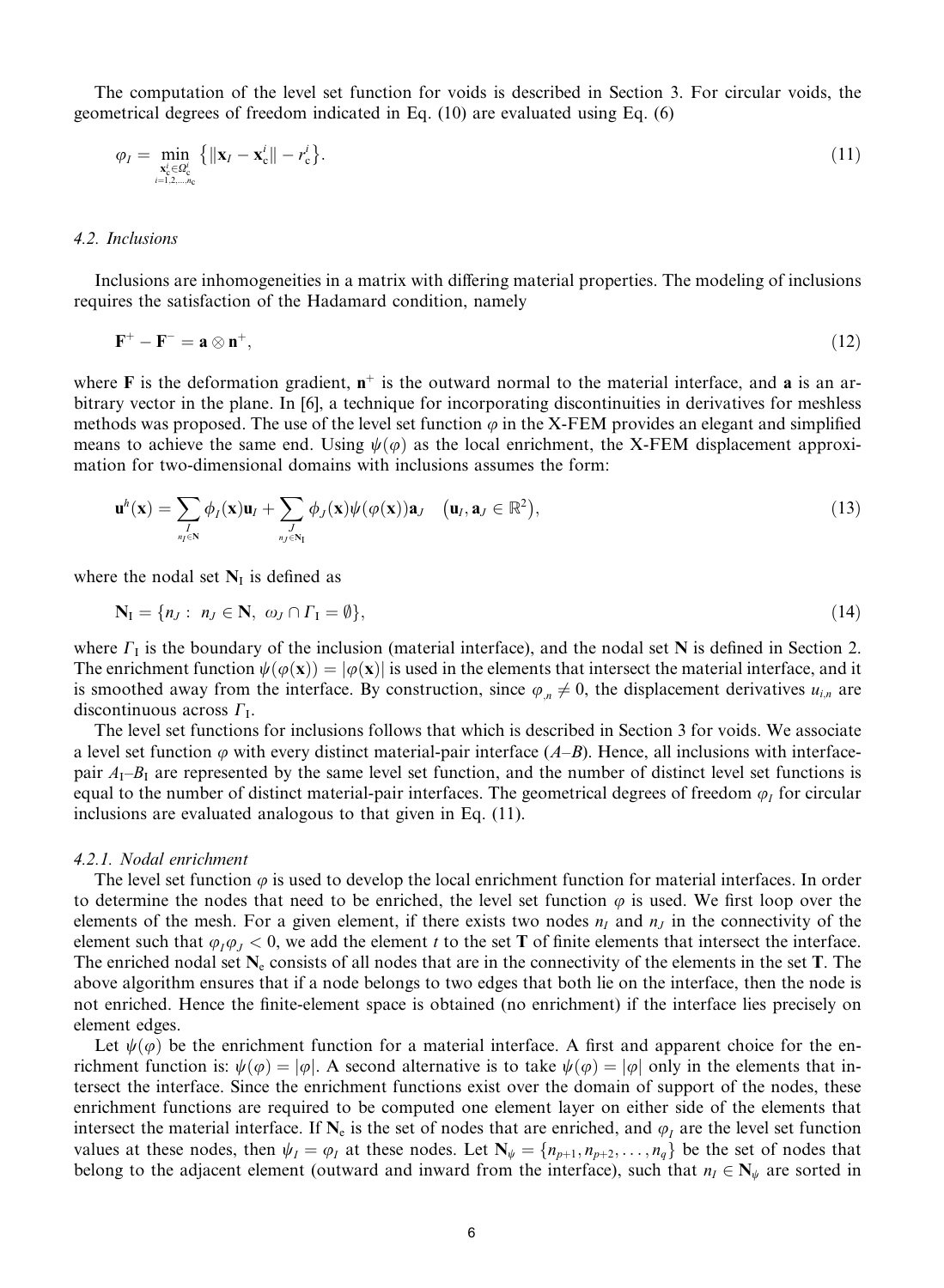The computation of the level set function for voids is described in Section 3. For circular voids, the geometrical degrees of freedom indicated in Eq. (10) are evaluated using Eq. (6)

$$
\varphi_I = \min_{\substack{\mathbf{x}_c^i \in \Omega_c^i \\ i=1,2,\ldots,n_c}} \left\{ \|\mathbf{x}_I - \mathbf{x}_c^i\| - r_c^i \right\}. \tag{11}
$$

#### 4.2. Inclusions

Inclusions are inhomogeneities in a matrix with differing material properties. The modeling of inclusions requires the satisfaction of the Hadamard condition, namely

$$
\mathbf{F}^+ - \mathbf{F}^- = \mathbf{a} \otimes \mathbf{n}^+, \tag{12}
$$

where $\mathbf{F}$ is the deformation gradient, $\mathbf{n}^+$ is the outward normal to the material interface, and $\mathbf{a}$ is an arbitrary vector in the plane. In [6], a technique for incorporating discontinuities in derivatives for meshless methods was proposed. The use of the level set function $\varphi$ in the X-FEM provides an elegant and simplified means to achieve the same end. Using $\psi(\varphi)$ as the local enrichment, the X-FEM displacement approximation for two-dimensional domains with inclusions assumes the form:

$$
\mathbf{u}^h(\mathbf{x}) = \sum_{\substack{I \\ n_I \in \mathbf{N}}} \phi_I(\mathbf{x})\mathbf{u}_I + \sum_{\substack{J \\ n_J \in \mathbf{N}_\mathrm{I}}} \phi_J(\mathbf{x})\psi(\varphi(\mathbf{x}))\mathbf{a}_J \quad \left(\mathbf{u}_I, \mathbf{a}_J \in \mathbb{R}^2\right), \tag{13}
$$

where the nodal set $\mathbf{N}_\mathrm{I}$ is defined as

$$
\mathbf{N}_\mathrm{I} = \{n_J : \ n_J \in \mathbf{N}, \ \omega_J \cap \Gamma_\mathrm{I} = \emptyset\}, \tag{14}
$$

where $\Gamma_\mathrm{I}$ is the boundary of the inclusion (material interface), and the nodal set $\mathbf{N}$ is defined in Section 2. The enrichment function $\psi(\varphi(\mathbf{x})) = |\varphi(\mathbf{x})|$ is used in the elements that intersect the material interface, and it is smoothed away from the interface. By construction, since $\varphi_{,n} \neq 0$, the displacement derivatives $u_{i,n}$ are discontinuous across $\Gamma_\mathrm{I}$.

The level set functions for inclusions follows that which is described in Section 3 for voids. We associate a level set function $\varphi$ with every distinct material-pair interface ($A$–$B$). Hence, all inclusions with interface-pair $A_\mathrm{I}$–$B_\mathrm{I}$ are represented by the same level set function, and the number of distinct level set functions is equal to the number of distinct material-pair interfaces. The geometrical degrees of freedom $\varphi_I$ for circular inclusions are evaluated analogous to that given in Eq. (11).

##### 4.2.1. Nodal enrichment

The level set function $\varphi$ is used to develop the local enrichment function for material interfaces. In order to determine the nodes that need to be enriched, the level set function $\varphi$ is used. We first loop over the elements of the mesh. For a given element, if there exists two nodes $n_I$ and $n_J$ in the connectivity of the element such that $\varphi_I\varphi_J < 0$, we add the element $t$ to the set $\mathbf{T}$ of finite elements that intersect the interface. The enriched nodal set $\mathbf{N}_\mathrm{e}$ consists of all nodes that are in the connectivity of the elements in the set $\mathbf{T}$. The above algorithm ensures that if a node belongs to two edges that both lie on the interface, then the node is not enriched. Hence the finite-element space is obtained (no enrichment) if the interface lies precisely on element edges.

Let $\psi(\varphi)$ be the enrichment function for a material interface. A first and apparent choice for the enrichment function is: $\psi(\varphi) = |\varphi|$. A second alternative is to take $\psi(\varphi) = |\varphi|$ only in the elements that intersect the interface. Since the enrichment functions exist over the domain of support of the nodes, these enrichment functions are required to be computed one element layer on either side of the elements that intersect the material interface. If $\mathbf{N}_\mathrm{e}$ is the set of nodes that are enriched, and $\varphi_I$ are the level set function values at these nodes, then $\psi_I = \varphi_I$ at these nodes. Let $\mathbf{N}_\psi = \{n_{p+1}, n_{p+2}, \ldots, n_q\}$ be the set of nodes that belong to the adjacent element (outward and inward from the interface), such that $n_I \in \mathbf{N}_\psi$ are sorted in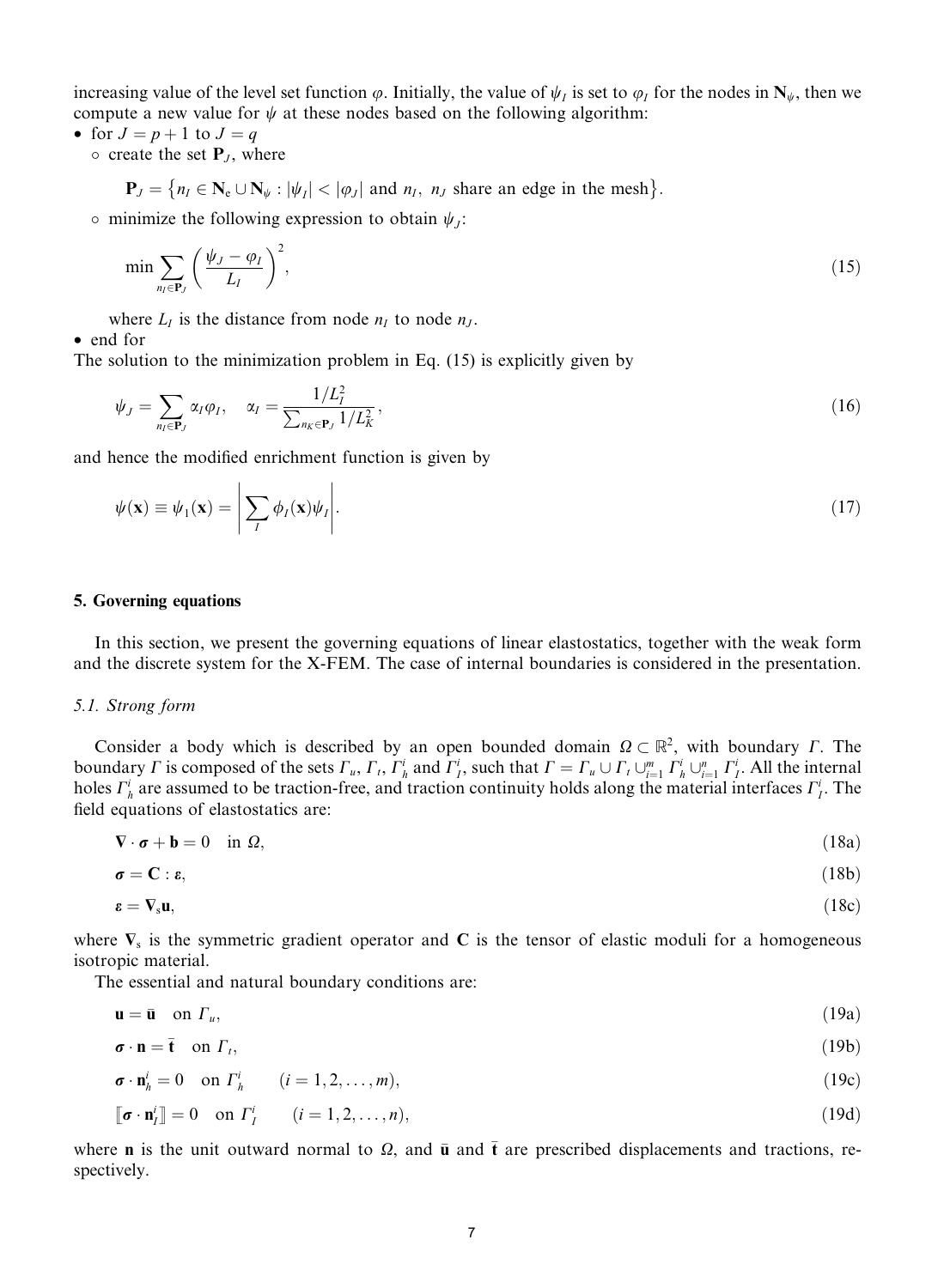increasing value of the level set function $\varphi$. Initially, the value of $\psi_I$ is set to $\varphi_I$ for the nodes in $\mathbf{N}_\psi$, then we compute a new value for $\psi$ at these nodes based on the following algorithm:

- for $J = p+1$ to $J = q$
  - create the set $\mathbf{P}_J$, where

    $$\mathbf{P}_J = \left\{ n_I \in \mathbf{N}_e \cup \mathbf{N}_\psi : |\psi_I| < |\varphi_J| \text{ and } n_I,\ n_J \text{ share an edge in the mesh} \right\}.$$

  - minimize the following expression to obtain $\psi_J$:

    $$\min \sum_{n_I \in \mathbf{P}_J} \left( \frac{\psi_J - \varphi_I}{L_I} \right)^2, \tag{15}$$

    where $L_I$ is the distance from node $n_I$ to node $n_J$.
- end for

The solution to the minimization problem in Eq. (15) is explicitly given by

$$\psi_J = \sum_{n_I \in \mathbf{P}_J} \alpha_I \varphi_I, \quad \alpha_I = \frac{1/L_I^2}{\sum_{n_K \in \mathbf{P}_J} 1/L_K^2}, \tag{16}$$

and hence the modified enrichment function is given by

$$\psi(\mathbf{x}) \equiv \psi_1(\mathbf{x}) = \left| \sum_I \phi_I(\mathbf{x}) \psi_I \right|. \tag{17}$$

## 5. Governing equations

In this section, we present the governing equations of linear elastostatics, together with the weak form and the discrete system for the X-FEM. The case of internal boundaries is considered in the presentation.

### 5.1. Strong form

Consider a body which is described by an open bounded domain $\Omega \subset \mathbb{R}^2$, with boundary $\Gamma$. The boundary $\Gamma$ is composed of the sets $\Gamma_u$, $\Gamma_t$, $\Gamma_h^i$ and $\Gamma_I^i$, such that $\Gamma = \Gamma_u \cup \Gamma_t \cup_{i=1}^m \Gamma_h^i \cup_{i=1}^n \Gamma_I^i$. All the internal holes $\Gamma_h^i$ are assumed to be traction-free, and traction continuity holds along the material interfaces $\Gamma_I^i$. The field equations of elastostatics are:

$$\nabla \cdot \boldsymbol{\sigma} + \mathbf{b} = 0 \quad \text{in } \Omega, \tag{18a}$$

$$\boldsymbol{\sigma} = \mathbf{C} : \boldsymbol{\varepsilon}, \tag{18b}$$

$$\boldsymbol{\varepsilon} = \nabla_s \mathbf{u}, \tag{18c}$$

where $\nabla_s$ is the symmetric gradient operator and $\mathbf{C}$ is the tensor of elastic moduli for a homogeneous isotropic material.

The essential and natural boundary conditions are:

$$\mathbf{u} = \bar{\mathbf{u}} \quad \text{on } \Gamma_u, \tag{19a}$$

$$\boldsymbol{\sigma} \cdot \mathbf{n} = \bar{\mathbf{t}} \quad \text{on } \Gamma_t, \tag{19b}$$

$$\boldsymbol{\sigma} \cdot \mathbf{n}_h^i = 0 \quad \text{on } \Gamma_h^i \qquad (i = 1, 2, \ldots, m), \tag{19c}$$

$$[\![ \boldsymbol{\sigma} \cdot \mathbf{n}_I^i ]\!] = 0 \quad \text{on } \Gamma_I^i \qquad (i = 1, 2, \ldots, n), \tag{19d}$$

where $\mathbf{n}$ is the unit outward normal to $\Omega$, and $\bar{\mathbf{u}}$ and $\bar{\mathbf{t}}$ are prescribed displacements and tractions, respectively.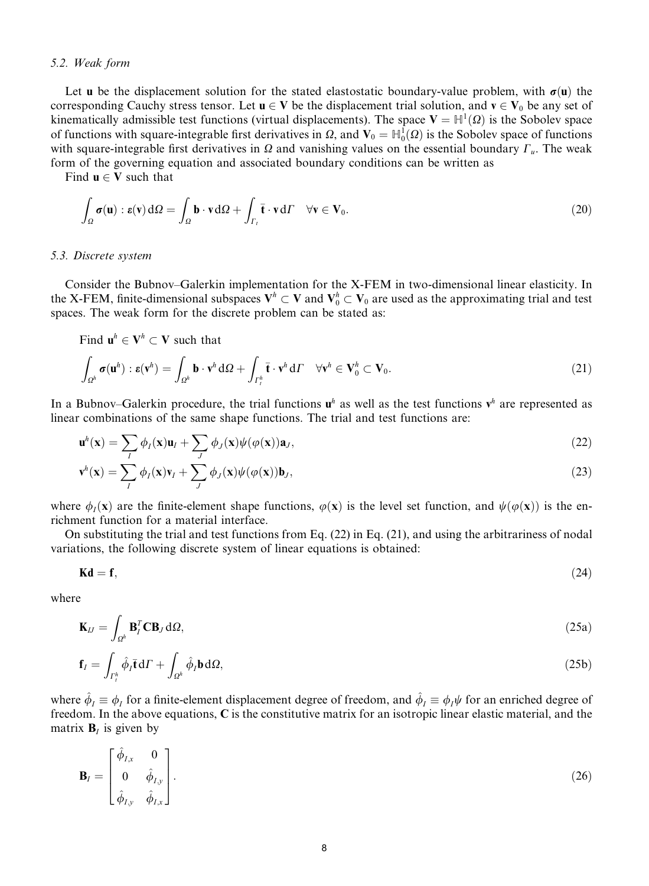### 5.2. Weak form

Let $\mathbf{u}$ be the displacement solution for the stated elastostatic boundary-value problem, with $\boldsymbol{\sigma}(\mathbf{u})$ the corresponding Cauchy stress tensor. Let $\mathbf{u} \in \mathbf{V}$ be the displacement trial solution, and $\mathbf{v} \in \mathbf{V}_0$ be any set of kinematically admissible test functions (virtual displacements). The space $\mathbf{V} = \mathbb{H}^1(\Omega)$ is the Sobolev space of functions with square-integrable first derivatives in $\Omega$, and $\mathbf{V}_0 = \mathbb{H}^1_0(\Omega)$ is the Sobolev space of functions with square-integrable first derivatives in $\Omega$ and vanishing values on the essential boundary $\Gamma_u$. The weak form of the governing equation and associated boundary conditions can be written as

Find $\mathbf{u} \in \mathbf{V}$ such that

$$\int_\Omega \boldsymbol{\sigma}(\mathbf{u}) : \boldsymbol{\varepsilon}(\mathbf{v})\,\mathrm{d}\Omega = \int_\Omega \mathbf{b} \cdot \mathbf{v}\,\mathrm{d}\Omega + \int_{\Gamma_t} \bar{\mathbf{t}} \cdot \mathbf{v}\,\mathrm{d}\Gamma \quad \forall \mathbf{v} \in \mathbf{V}_0. \tag{20}$$

### 5.3. Discrete system

Consider the Bubnov–Galerkin implementation for the X-FEM in two-dimensional linear elasticity. In the X-FEM, finite-dimensional subspaces $\mathbf{V}^h \subset \mathbf{V}$ and $\mathbf{V}^h_0 \subset \mathbf{V}_0$ are used as the approximating trial and test spaces. The weak form for the discrete problem can be stated as:

Find $\mathbf{u}^h \in \mathbf{V}^h \subset \mathbf{V}$ such that

$$\int_{\Omega^h} \boldsymbol{\sigma}(\mathbf{u}^h) : \boldsymbol{\varepsilon}(\mathbf{v}^h) = \int_{\Omega^h} \mathbf{b} \cdot \mathbf{v}^h\,\mathrm{d}\Omega + \int_{\Gamma^h_t} \bar{\mathbf{t}} \cdot \mathbf{v}^h\,\mathrm{d}\Gamma \quad \forall \mathbf{v}^h \in \mathbf{V}^h_0 \subset \mathbf{V}_0. \tag{21}$$

In a Bubnov–Galerkin procedure, the trial functions $\mathbf{u}^h$ as well as the test functions $\mathbf{v}^h$ are represented as linear combinations of the same shape functions. The trial and test functions are:

$$\mathbf{u}^h(\mathbf{x}) = \sum_I \phi_I(\mathbf{x})\mathbf{u}_I + \sum_J \phi_J(\mathbf{x})\psi(\varphi(\mathbf{x}))\mathbf{a}_J, \tag{22}$$

$$\mathbf{v}^h(\mathbf{x}) = \sum_I \phi_I(\mathbf{x})\mathbf{v}_I + \sum_J \phi_J(\mathbf{x})\psi(\varphi(\mathbf{x}))\mathbf{b}_J, \tag{23}$$

where $\phi_I(\mathbf{x})$ are the finite-element shape functions, $\varphi(\mathbf{x})$ is the level set function, and $\psi(\varphi(\mathbf{x}))$ is the enrichment function for a material interface.

On substituting the trial and test functions from Eq. (22) in Eq. (21), and using the arbitrariness of nodal variations, the following discrete system of linear equations is obtained:

$$\mathbf{K}\mathbf{d} = \mathbf{f}, \tag{24}$$

where

$$\mathbf{K}_{IJ} = \int_{\Omega^h} \mathbf{B}_I^T \mathbf{C} \mathbf{B}_J\,\mathrm{d}\Omega, \tag{25a}$$

$$\mathbf{f}_I = \int_{\Gamma^h_t} \hat{\phi}_I \bar{\mathbf{t}}\,\mathrm{d}\Gamma + \int_{\Omega^h} \hat{\phi}_I \mathbf{b}\,\mathrm{d}\Omega, \tag{25b}$$

where $\hat{\phi}_I \equiv \phi_I$ for a finite-element displacement degree of freedom, and $\hat{\phi}_I \equiv \phi_I \psi$ for an enriched degree of freedom. In the above equations, $\mathbf{C}$ is the constitutive matrix for an isotropic linear elastic material, and the matrix $\mathbf{B}_I$ is given by

$$\mathbf{B}_I = \begin{bmatrix} \hat{\phi}_{I,x} & 0 \\ 0 & \hat{\phi}_{I,y} \\ \hat{\phi}_{I,y} & \hat{\phi}_{I,x} \end{bmatrix}. \tag{26}$$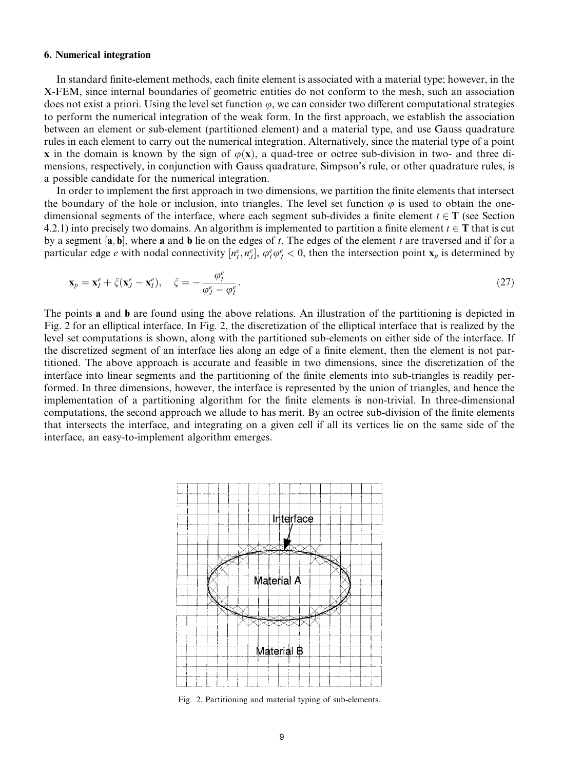## 6. Numerical integration

In standard finite-element methods, each finite element is associated with a material type; however, in the X-FEM, since internal boundaries of geometric entities do not conform to the mesh, such an association does not exist a priori. Using the level set function $\varphi$, we can consider two different computational strategies to perform the numerical integration of the weak form. In the first approach, we establish the association between an element or sub-element (partitioned element) and a material type, and use Gauss quadrature rules in each element to carry out the numerical integration. Alternatively, since the material type of a point $\mathbf{x}$ in the domain is known by the sign of $\varphi(\mathbf{x})$, a quad-tree or octree sub-division in two- and three dimensions, respectively, in conjunction with Gauss quadrature, Simpson's rule, or other quadrature rules, is a possible candidate for the numerical integration.

In order to implement the first approach in two dimensions, we partition the finite elements that intersect the boundary of the hole or inclusion, into triangles. The level set function $\varphi$ is used to obtain the one-dimensional segments of the interface, where each segment sub-divides a finite element $t \in \mathbf{T}$ (see Section 4.2.1) into precisely two domains. An algorithm is implemented to partition a finite element $t \in \mathbf{T}$ that is cut by a segment $[\mathbf{a}, \mathbf{b}]$, where $\mathbf{a}$ and $\mathbf{b}$ lie on the edges of $t$. The edges of the element $t$ are traversed and if for a particular edge $e$ with nodal connectivity $[n_I^e, n_J^e]$, $\varphi_I^e \varphi_J^e < 0$, then the intersection point $\mathbf{x}_p$ is determined by

$$\mathbf{x}_p = \mathbf{x}_I^e + \xi(\mathbf{x}_J^e - \mathbf{x}_I^e), \quad \xi = -\frac{\varphi_I^e}{\varphi_J^e - \varphi_I^e}. \tag{27}$$

The points $\mathbf{a}$ and $\mathbf{b}$ are found using the above relations. An illustration of the partitioning is depicted in Fig. 2 for an elliptical interface. In Fig. 2, the discretization of the elliptical interface that is realized by the level set computations is shown, along with the partitioned sub-elements on either side of the interface. If the discretized segment of an interface lies along an edge of a finite element, then the element is not partitioned. The above approach is accurate and feasible in two dimensions, since the discretization of the interface into linear segments and the partitioning of the finite elements into sub-triangles is readily performed. In three dimensions, however, the interface is represented by the union of triangles, and hence the implementation of a partitioning algorithm for the finite elements is non-trivial. In three-dimensional computations, the second approach we allude to has merit. By an octree sub-division of the finite elements that intersects the interface, and integrating on a given cell if all its vertices lie on the same side of the interface, an easy-to-implement algorithm emerges.

Fig. 2. Partitioning and material typing of sub-elements.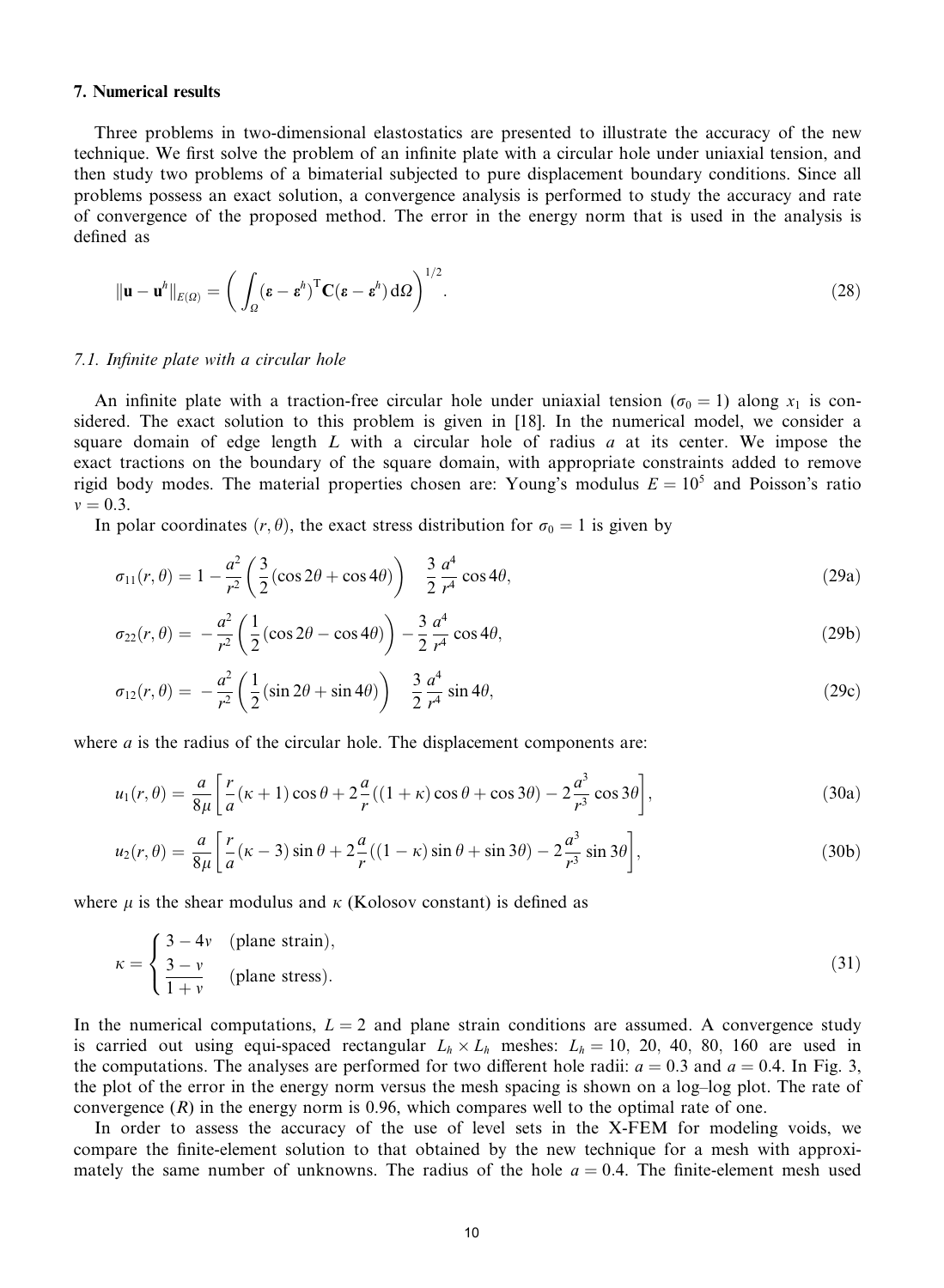## 7. Numerical results

Three problems in two-dimensional elastostatics are presented to illustrate the accuracy of the new technique. We first solve the problem of an infinite plate with a circular hole under uniaxial tension, and then study two problems of a bimaterial subjected to pure displacement boundary conditions. Since all problems possess an exact solution, a convergence analysis is performed to study the accuracy and rate of convergence of the proposed method. The error in the energy norm that is used in the analysis is defined as

$$\|\mathbf{u} - \mathbf{u}^h\|_{E(\Omega)} = \left( \int_\Omega (\boldsymbol{\varepsilon} - \boldsymbol{\varepsilon}^h)^{\mathrm{T}} \mathbf{C} (\boldsymbol{\varepsilon} - \boldsymbol{\varepsilon}^h) \, \mathrm{d}\Omega \right)^{1/2}. \tag{28}$$

### 7.1. Infinite plate with a circular hole

An infinite plate with a traction-free circular hole under uniaxial tension ($\sigma_0 = 1$) along $x_1$ is considered. The exact solution to this problem is given in [18]. In the numerical model, we consider a square domain of edge length $L$ with a circular hole of radius $a$ at its center. We impose the exact tractions on the boundary of the square domain, with appropriate constraints added to remove rigid body modes. The material properties chosen are: Young's modulus $E = 10^5$ and Poisson's ratio $v = 0.3$.

In polar coordinates $(r, \theta)$, the exact stress distribution for $\sigma_0 = 1$ is given by

$$\sigma_{11}(r,\theta) = 1 - \frac{a^2}{r^2}\left(\frac{3}{2}(\cos 2\theta + \cos 4\theta)\right) \quad \frac{3}{2}\frac{a^4}{r^4}\cos 4\theta, \tag{29a}$$

$$\sigma_{22}(r,\theta) = -\frac{a^2}{r^2}\left(\frac{1}{2}(\cos 2\theta - \cos 4\theta)\right) - \frac{3}{2}\frac{a^4}{r^4}\cos 4\theta, \tag{29b}$$

$$\sigma_{12}(r,\theta) = -\frac{a^2}{r^2}\left(\frac{1}{2}(\sin 2\theta + \sin 4\theta)\right) \quad \frac{3}{2}\frac{a^4}{r^4}\sin 4\theta, \tag{29c}$$

where $a$ is the radius of the circular hole. The displacement components are:

$$u_1(r,\theta) = \frac{a}{8\mu}\left[\frac{r}{a}(\kappa + 1)\cos\theta + 2\frac{a}{r}((1+\kappa)\cos\theta + \cos 3\theta) - 2\frac{a^3}{r^3}\cos 3\theta\right], \tag{30a}$$

$$u_2(r,\theta) = \frac{a}{8\mu}\left[\frac{r}{a}(\kappa - 3)\sin\theta + 2\frac{a}{r}((1-\kappa)\sin\theta + \sin 3\theta) - 2\frac{a^3}{r^3}\sin 3\theta\right], \tag{30b}$$

where $\mu$ is the shear modulus and $\kappa$ (Kolosov constant) is defined as

$$\kappa = \begin{cases} 3 - 4v & \text{(plane strain)}, \\ \dfrac{3 - v}{1 + v} & \text{(plane stress)}. \end{cases} \tag{31}$$

In the numerical computations, $L = 2$ and plane strain conditions are assumed. A convergence study is carried out using equi-spaced rectangular $L_h \times L_h$ meshes: $L_h = 10$, 20, 40, 80, 160 are used in the computations. The analyses are performed for two different hole radii: $a = 0.3$ and $a = 0.4$. In Fig. 3, the plot of the error in the energy norm versus the mesh spacing is shown on a log–log plot. The rate of convergence ($R$) in the energy norm is 0.96, which compares well to the optimal rate of one.

In order to assess the accuracy of the use of level sets in the X-FEM for modeling voids, we compare the finite-element solution to that obtained by the new technique for a mesh with approximately the same number of unknowns. The radius of the hole $a = 0.4$. The finite-element mesh used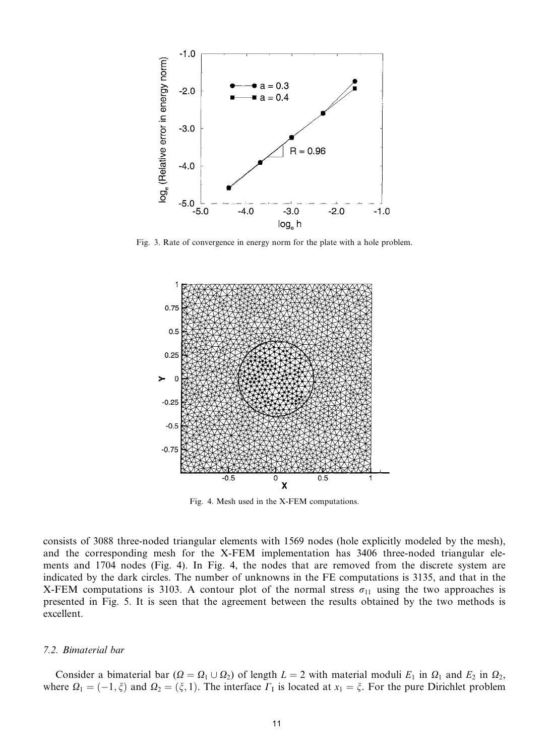Fig. 3. Rate of convergence in energy norm for the plate with a hole problem.

Fig. 4. Mesh used in the X-FEM computations.

consists of 3088 three-noded triangular elements with 1569 nodes (hole explicitly modeled by the mesh), and the corresponding mesh for the X-FEM implementation has 3406 three-noded triangular elements and 1704 nodes (Fig. 4). In Fig. 4, the nodes that are removed from the discrete system are indicated by the dark circles. The number of unknowns in the FE computations is 3135, and that in the X-FEM computations is 3103. A contour plot of the normal stress $\sigma_{11}$ using the two approaches is presented in Fig. 5. It is seen that the agreement between the results obtained by the two methods is excellent.

### 7.2. Bimaterial bar

Consider a bimaterial bar ($\Omega = \Omega_1 \cup \Omega_2$) of length $L = 2$ with material moduli $E_1$ in $\Omega_1$ and $E_2$ in $\Omega_2$, where $\Omega_1 = (-1, \xi)$ and $\Omega_2 = (\xi, 1)$. The interface $\Gamma_\mathrm{I}$ is located at $x_1 = \xi$. For the pure Dirichlet problem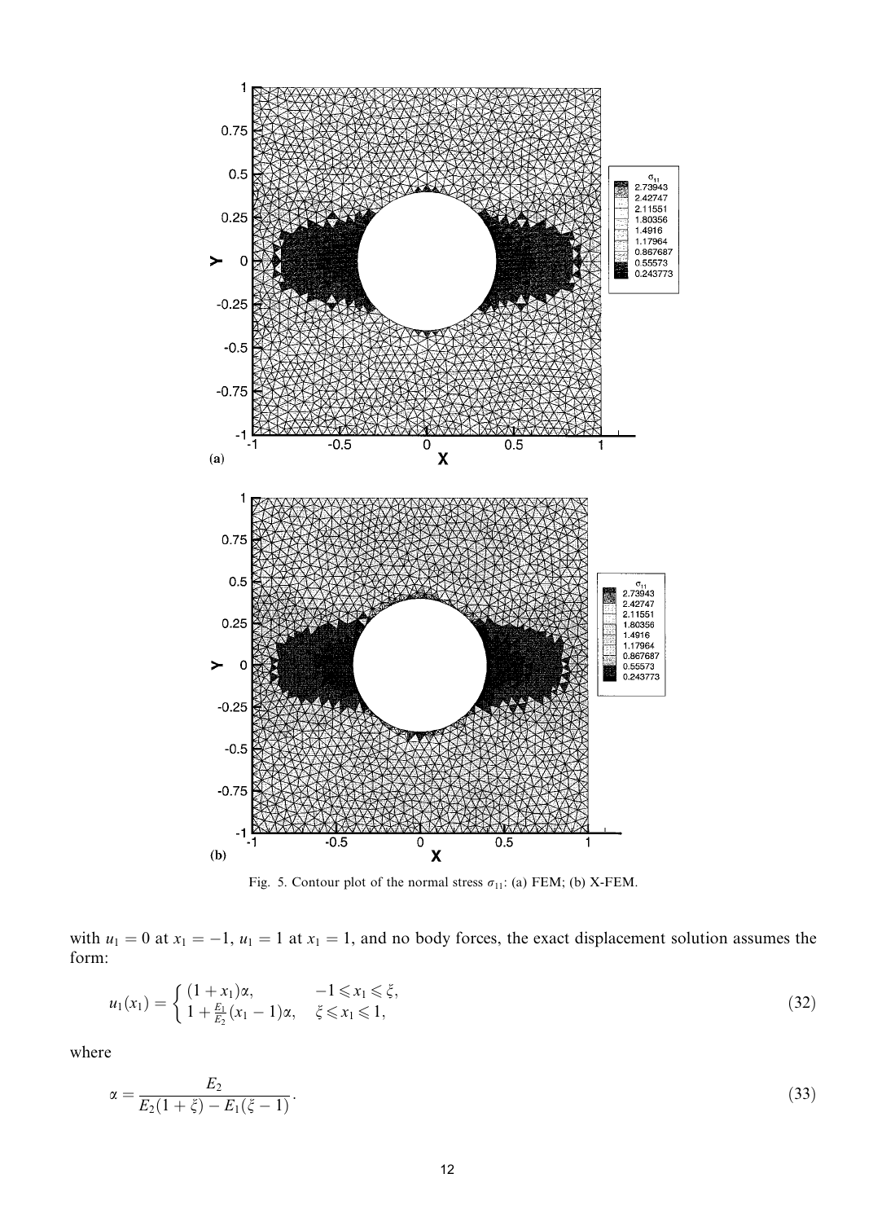Fig. 5. Contour plot of the normal stress $\sigma_{11}$: (a) FEM; (b) X-FEM.

with $u_1 = 0$ at $x_1 = -1$, $u_1 = 1$ at $x_1 = 1$, and no body forces, the exact displacement solution assumes the form:

$$
u_1(x_1) = \begin{cases} (1 + x_1)\alpha, & -1 \leqslant x_1 \leqslant \xi, \\ 1 + \frac{E_1}{E_2}(x_1 - 1)\alpha, & \xi \leqslant x_1 \leqslant 1, \end{cases} \tag{32}
$$

where

$$
\alpha = \frac{E_2}{E_2(1 + \xi) - E_1(\xi - 1)}. \tag{33}
$$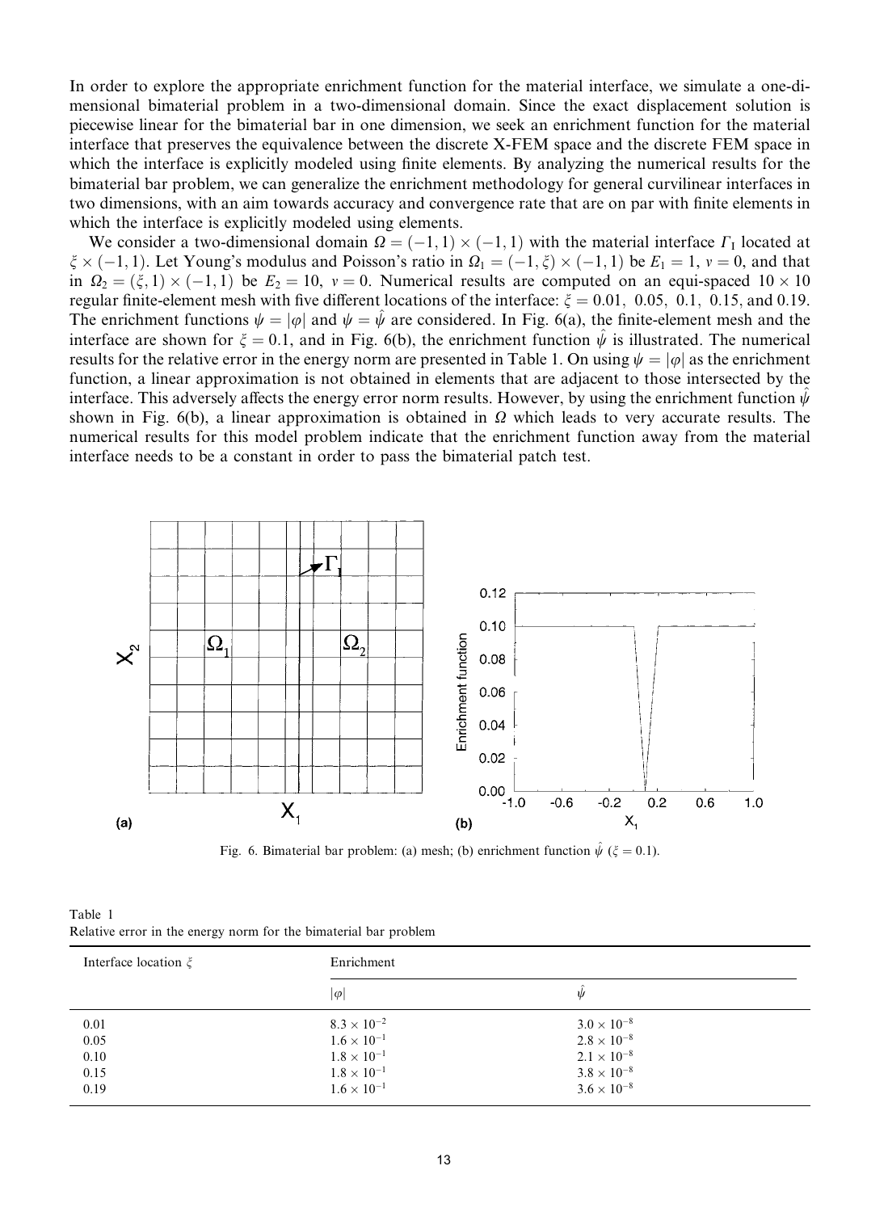In order to explore the appropriate enrichment function for the material interface, we simulate a one-dimensional bimaterial problem in a two-dimensional domain. Since the exact displacement solution is piecewise linear for the bimaterial bar in one dimension, we seek an enrichment function for the material interface that preserves the equivalence between the discrete X-FEM space and the discrete FEM space in which the interface is explicitly modeled using finite elements. By analyzing the numerical results for the bimaterial bar problem, we can generalize the enrichment methodology for general curvilinear interfaces in two dimensions, with an aim towards accuracy and convergence rate that are on par with finite elements in which the interface is explicitly modeled using elements.

We consider a two-dimensional domain $\Omega = (-1,1) \times (-1,1)$ with the material interface $\Gamma_{\mathrm{I}}$ located at $\xi \times (-1,1)$. Let Young's modulus and Poisson's ratio in $\Omega_1 = (-1,\xi) \times (-1,1)$ be $E_1 = 1$, $\nu = 0$, and that in $\Omega_2 = (\xi,1) \times (-1,1)$ be $E_2 = 10$, $\nu = 0$. Numerical results are computed on an equi-spaced $10 \times 10$ regular finite-element mesh with five different locations of the interface: $\xi = 0.01,\ 0.05,\ 0.1,\ 0.15$, and $0.19$. The enrichment functions $\psi = |\varphi|$ and $\psi = \hat{\psi}$ are considered. In Fig. 6(a), the finite-element mesh and the interface are shown for $\xi = 0.1$, and in Fig. 6(b), the enrichment function $\hat{\psi}$ is illustrated. The numerical results for the relative error in the energy norm are presented in Table 1. On using $\psi = |\varphi|$ as the enrichment function, a linear approximation is not obtained in elements that are adjacent to those intersected by the interface. This adversely affects the energy error norm results. However, by using the enrichment function $\hat{\psi}$ shown in Fig. 6(b), a linear approximation is obtained in $\Omega$ which leads to very accurate results. The numerical results for this model problem indicate that the enrichment function away from the material interface needs to be a constant in order to pass the bimaterial patch test.

Fig. 6. Bimaterial bar problem: (a) mesh; (b) enrichment function $\hat{\psi}$ ($\xi = 0.1$).

Table 1
Relative error in the energy norm for the bimaterial bar problem

| Interface location $\xi$ | Enrichment | |
|---|---|---|
| | $\lvert\varphi\rvert$ | $\hat{\psi}$ |
| 0.01 | $8.3 \times 10^{-2}$ | $3.0 \times 10^{-8}$ |
| 0.05 | $1.6 \times 10^{-1}$ | $2.8 \times 10^{-8}$ |
| 0.10 | $1.8 \times 10^{-1}$ | $2.1 \times 10^{-8}$ |
| 0.15 | $1.8 \times 10^{-1}$ | $3.8 \times 10^{-8}$ |
| 0.19 | $1.6 \times 10^{-1}$ | $3.6 \times 10^{-8}$ |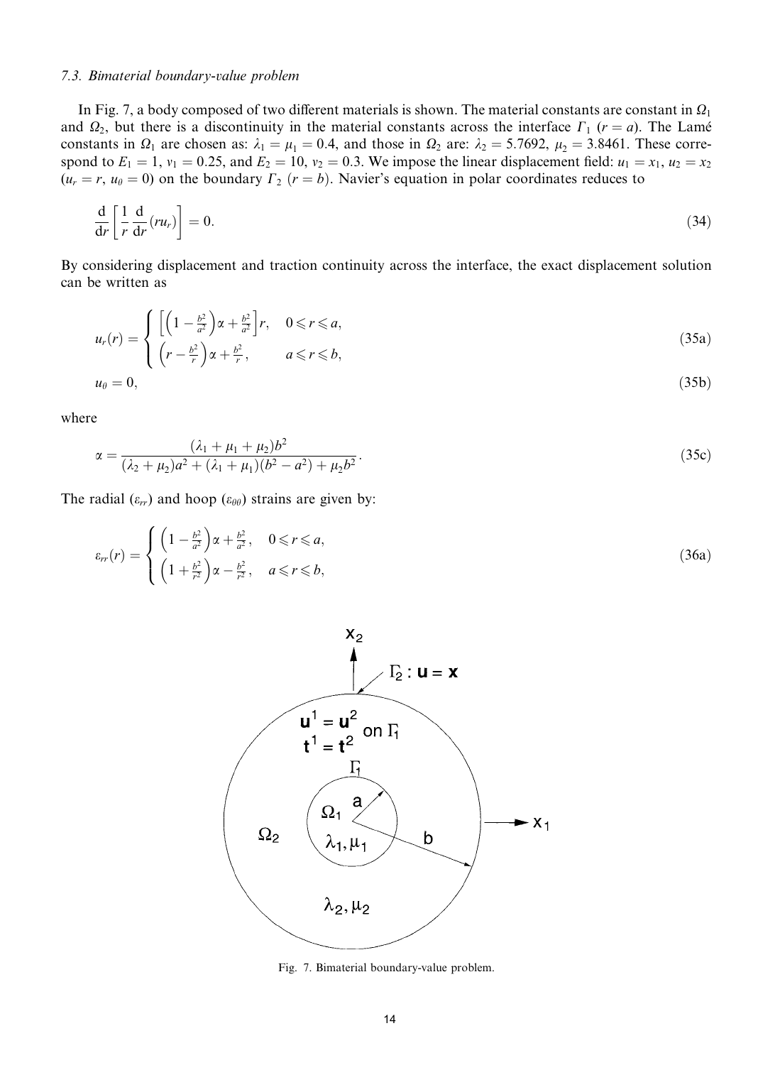### 7.3. Bimaterial boundary-value problem

In Fig. 7, a body composed of two different materials is shown. The material constants are constant in $\Omega_1$ and $\Omega_2$, but there is a discontinuity in the material constants across the interface $\Gamma_1$ ($r = a$). The Lamé constants in $\Omega_1$ are chosen as: $\lambda_1 = \mu_1 = 0.4$, and those in $\Omega_2$ are: $\lambda_2 = 5.7692$, $\mu_2 = 3.8461$. These correspond to $E_1 = 1$, $\nu_1 = 0.25$, and $E_2 = 10$, $\nu_2 = 0.3$. We impose the linear displacement field: $u_1 = x_1$, $u_2 = x_2$ ($u_r = r$, $u_\theta = 0$) on the boundary $\Gamma_2$ ($r = b$). Navier's equation in polar coordinates reduces to

$$\frac{\mathrm{d}}{\mathrm{d}r}\left[\frac{1}{r}\frac{\mathrm{d}}{\mathrm{d}r}(ru_r)\right] = 0. \tag{34}$$

By considering displacement and traction continuity across the interface, the exact displacement solution can be written as

$$u_r(r) = \begin{cases} \left[\left(1 - \frac{b^2}{a^2}\right)\alpha + \frac{b^2}{a^2}\right] r, & 0 \leqslant r \leqslant a, \\ \left(r - \frac{b^2}{r}\right)\alpha + \frac{b^2}{r}, & a \leqslant r \leqslant b, \end{cases} \tag{35a}$$

$$u_\theta = 0, \tag{35b}$$

where

$$\alpha = \frac{(\lambda_1 + \mu_1 + \mu_2)b^2}{(\lambda_2 + \mu_2)a^2 + (\lambda_1 + \mu_1)(b^2 - a^2) + \mu_2 b^2}. \tag{35c}$$

The radial ($\varepsilon_{rr}$) and hoop ($\varepsilon_{\theta\theta}$) strains are given by:

$$\varepsilon_{rr}(r) = \begin{cases} \left(1 - \frac{b^2}{a^2}\right)\alpha + \frac{b^2}{a^2}, & 0 \leqslant r \leqslant a, \\ \left(1 + \frac{b^2}{r^2}\right)\alpha - \frac{b^2}{r^2}, & a \leqslant r \leqslant b, \end{cases} \tag{36a}$$

Fig. 7. Bimaterial boundary-value problem.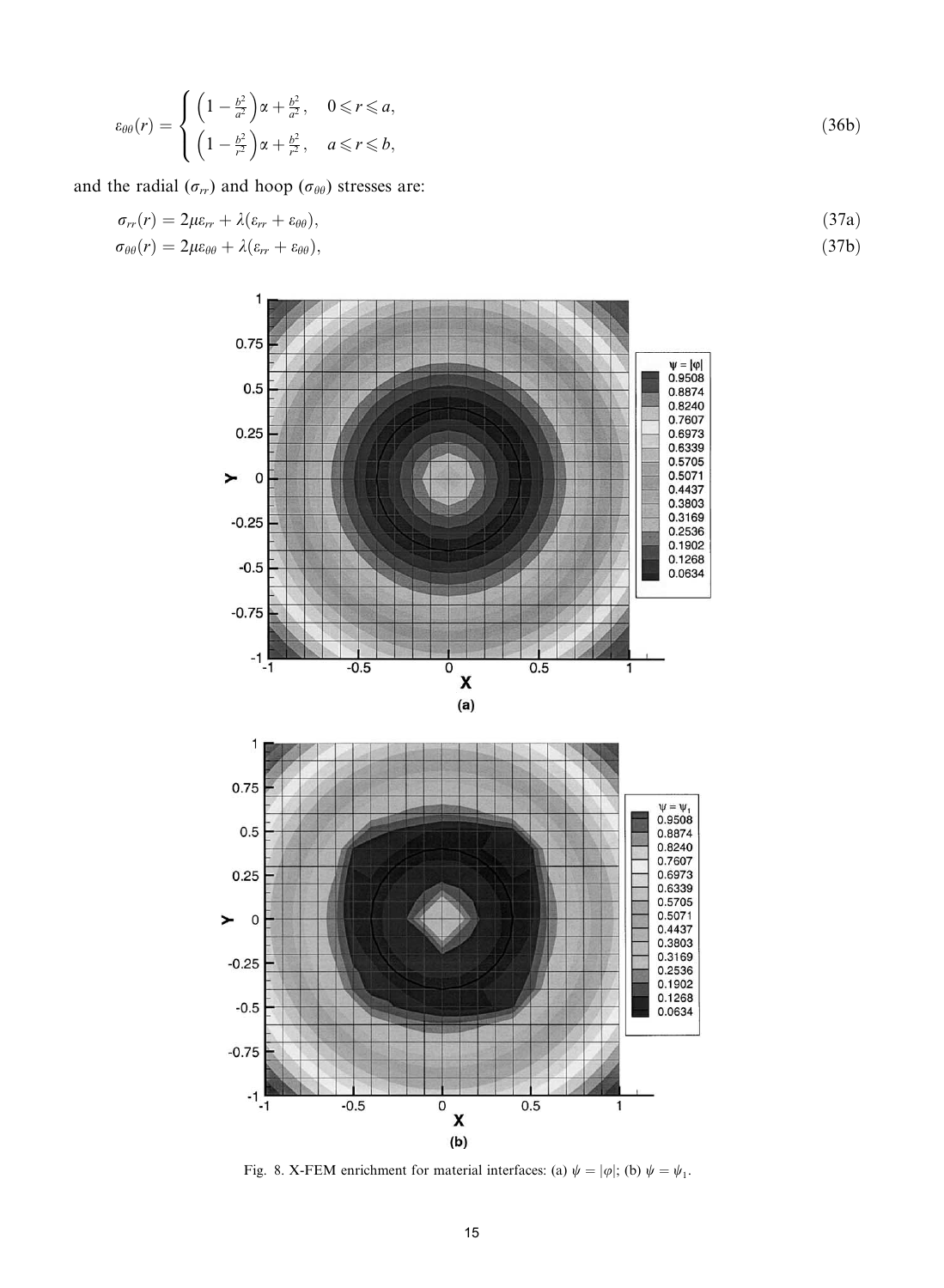$$
\varepsilon_{\theta\theta}(r) = \begin{cases} \left(1 - \frac{b^2}{a^2}\right)\alpha + \frac{b^2}{a^2}, & 0 \leqslant r \leqslant a, \\ \left(1 - \frac{b^2}{r^2}\right)\alpha + \frac{b^2}{r^2}, & a \leqslant r \leqslant b, \end{cases} \tag{36b}
$$

and the radial ($\sigma_{rr}$) and hoop ($\sigma_{\theta\theta}$) stresses are:

$$
\sigma_{rr}(r) = 2\mu\varepsilon_{rr} + \lambda(\varepsilon_{rr} + \varepsilon_{\theta\theta}), \tag{37a}
$$

$$
\sigma_{\theta\theta}(r) = 2\mu\varepsilon_{\theta\theta} + \lambda(\varepsilon_{rr} + \varepsilon_{\theta\theta}), \tag{37b}
$$

Fig. 8. X-FEM enrichment for material interfaces: (a) $\psi = |\varphi|$; (b) $\psi = \psi_1$.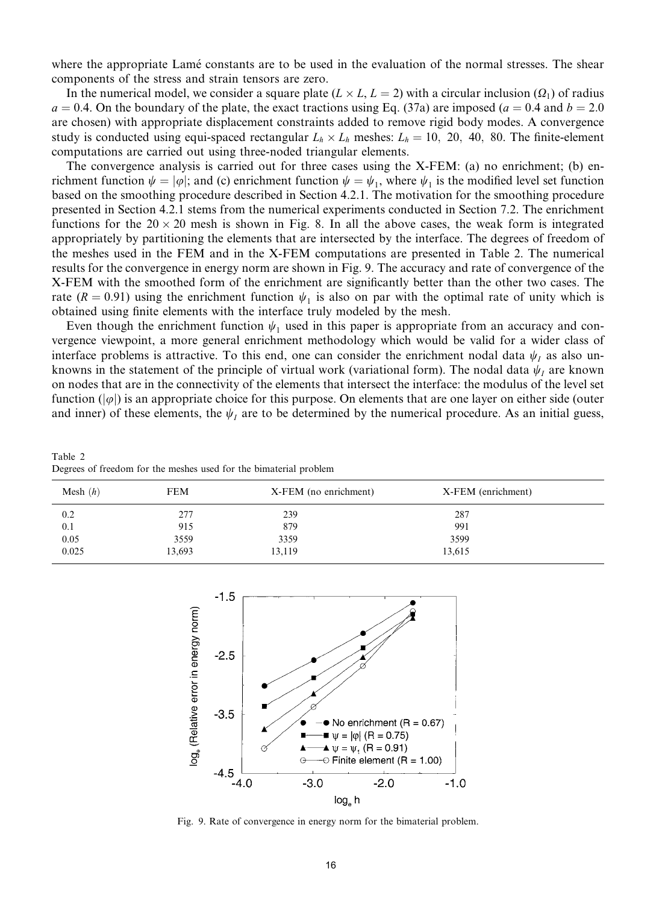where the appropriate Lamé constants are to be used in the evaluation of the normal stresses. The shear components of the stress and strain tensors are zero.

In the numerical model, we consider a square plate ($L \times L$, $L = 2$) with a circular inclusion ($\Omega_1$) of radius $a = 0.4$. On the boundary of the plate, the exact tractions using Eq. (37a) are imposed ($a = 0.4$ and $b = 2.0$ are chosen) with appropriate displacement constraints added to remove rigid body modes. A convergence study is conducted using equi-spaced rectangular $L_h \times L_h$ meshes: $L_h = 10,\ 20,\ 40,\ 80$. The finite-element computations are carried out using three-noded triangular elements.

The convergence analysis is carried out for three cases using the X-FEM: (a) no enrichment; (b) enrichment function $\psi = |\varphi|$; and (c) enrichment function $\psi = \psi_1$, where $\psi_1$ is the modified level set function based on the smoothing procedure described in Section 4.2.1. The motivation for the smoothing procedure presented in Section 4.2.1 stems from the numerical experiments conducted in Section 7.2. The enrichment functions for the $20 \times 20$ mesh is shown in Fig. 8. In all the above cases, the weak form is integrated appropriately by partitioning the elements that are intersected by the interface. The degrees of freedom of the meshes used in the FEM and in the X-FEM computations are presented in Table 2. The numerical results for the convergence in energy norm are shown in Fig. 9. The accuracy and rate of convergence of the X-FEM with the smoothed form of the enrichment are significantly better than the other two cases. The rate ($R = 0.91$) using the enrichment function $\psi_1$ is also on par with the optimal rate of unity which is obtained using finite elements with the interface truly modeled by the mesh.

Even though the enrichment function $\psi_1$ used in this paper is appropriate from an accuracy and convergence viewpoint, a more general enrichment methodology which would be valid for a wider class of interface problems is attractive. To this end, one can consider the enrichment nodal data $\psi_I$ as also unknowns in the statement of the principle of virtual work (variational form). The nodal data $\psi_I$ are known on nodes that are in the connectivity of the elements that intersect the interface: the modulus of the level set function ($|\varphi|$) is an appropriate choice for this purpose. On elements that are one layer on either side (outer and inner) of these elements, the $\psi_I$ are to be determined by the numerical procedure. As an initial guess,

Table 2
Degrees of freedom for the meshes used for the bimaterial problem

| Mesh ($h$) | FEM | X-FEM (no enrichment) | X-FEM (enrichment) |
|---|---|---|---|
| 0.2 | 277 | 239 | 287 |
| 0.1 | 915 | 879 | 991 |
| 0.05 | 3559 | 3359 | 3599 |
| 0.025 | 13,693 | 13,119 | 13,615 |

Fig. 9. Rate of convergence in energy norm for the bimaterial problem.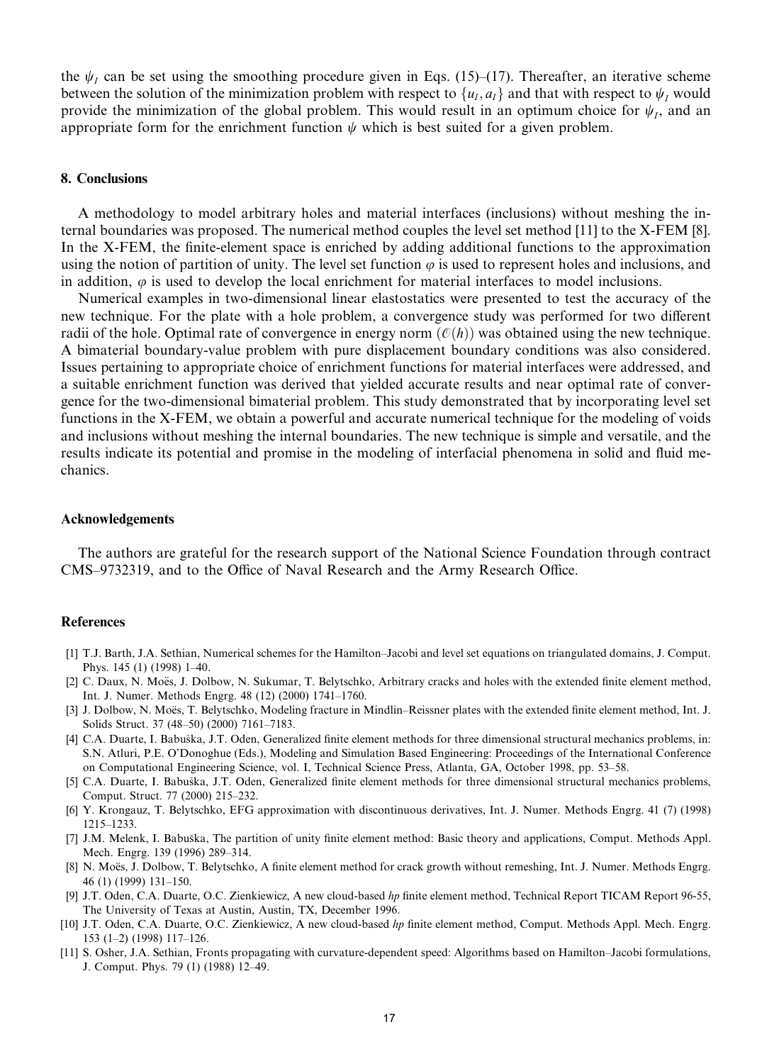the $\psi_I$ can be set using the smoothing procedure given in Eqs. (15)–(17). Thereafter, an iterative scheme between the solution of the minimization problem with respect to $\{u_I, a_I\}$ and that with respect to $\psi_I$ would provide the minimization of the global problem. This would result in an optimum choice for $\psi_I$, and an appropriate form for the enrichment function $\psi$ which is best suited for a given problem.

## 8. Conclusions

A methodology to model arbitrary holes and material interfaces (inclusions) without meshing the internal boundaries was proposed. The numerical method couples the level set method [11] to the X-FEM [8]. In the X-FEM, the finite-element space is enriched by adding additional functions to the approximation using the notion of partition of unity. The level set function $\varphi$ is used to represent holes and inclusions, and in addition, $\varphi$ is used to develop the local enrichment for material interfaces to model inclusions.

Numerical examples in two-dimensional linear elastostatics were presented to test the accuracy of the new technique. For the plate with a hole problem, a convergence study was performed for two different radii of the hole. Optimal rate of convergence in energy norm ($\mathcal{O}(h)$) was obtained using the new technique. A bimaterial boundary-value problem with pure displacement boundary conditions was also considered. Issues pertaining to appropriate choice of enrichment functions for material interfaces were addressed, and a suitable enrichment function was derived that yielded accurate results and near optimal rate of convergence for the two-dimensional bimaterial problem. This study demonstrated that by incorporating level set functions in the X-FEM, we obtain a powerful and accurate numerical technique for the modeling of voids and inclusions without meshing the internal boundaries. The new technique is simple and versatile, and the results indicate its potential and promise in the modeling of interfacial phenomena in solid and fluid mechanics.

## Acknowledgements

The authors are grateful for the research support of the National Science Foundation through contract CMS–9732319, and to the Office of Naval Research and the Army Research Office.

## References

[1] T.J. Barth, J.A. Sethian, Numerical schemes for the Hamilton–Jacobi and level set equations on triangulated domains, J. Comput. Phys. 145 (1) (1998) 1–40.

[2] C. Daux, N. Moës, J. Dolbow, N. Sukumar, T. Belytschko, Arbitrary cracks and holes with the extended finite element method, Int. J. Numer. Methods Engrg. 48 (12) (2000) 1741–1760.

[3] J. Dolbow, N. Moës, T. Belytschko, Modeling fracture in Mindlin–Reissner plates with the extended finite element method, Int. J. Solids Struct. 37 (48–50) (2000) 7161–7183.

[4] C.A. Duarte, I. Babuška, J.T. Oden, Generalized finite element methods for three dimensional structural mechanics problems, in: S.N. Atluri, P.E. O'Donoghue (Eds.), Modeling and Simulation Based Engineering: Proceedings of the International Conference on Computational Engineering Science, vol. I, Technical Science Press, Atlanta, GA, October 1998, pp. 53–58.

[5] C.A. Duarte, I. Babuška, J.T. Oden, Generalized finite element methods for three dimensional structural mechanics problems, Comput. Struct. 77 (2000) 215–232.

[6] Y. Krongauz, T. Belytschko, EFG approximation with discontinuous derivatives, Int. J. Numer. Methods Engrg. 41 (7) (1998) 1215–1233.

[7] J.M. Melenk, I. Babuška, The partition of unity finite element method: Basic theory and applications, Comput. Methods Appl. Mech. Engrg. 139 (1996) 289–314.

[8] N. Moës, J. Dolbow, T. Belytschko, A finite element method for crack growth without remeshing, Int. J. Numer. Methods Engrg. 46 (1) (1999) 131–150.

[9] J.T. Oden, C.A. Duarte, O.C. Zienkiewicz, A new cloud-based *hp* finite element method, Technical Report TICAM Report 96-55, The University of Texas at Austin, Austin, TX, December 1996.

[10] J.T. Oden, C.A. Duarte, O.C. Zienkiewicz, A new cloud-based *hp* finite element method, Comput. Methods Appl. Mech. Engrg. 153 (1–2) (1998) 117–126.

[11] S. Osher, J.A. Sethian, Fronts propagating with curvature-dependent speed: Algorithms based on Hamilton–Jacobi formulations, J. Comput. Phys. 79 (1) (1988) 12–49.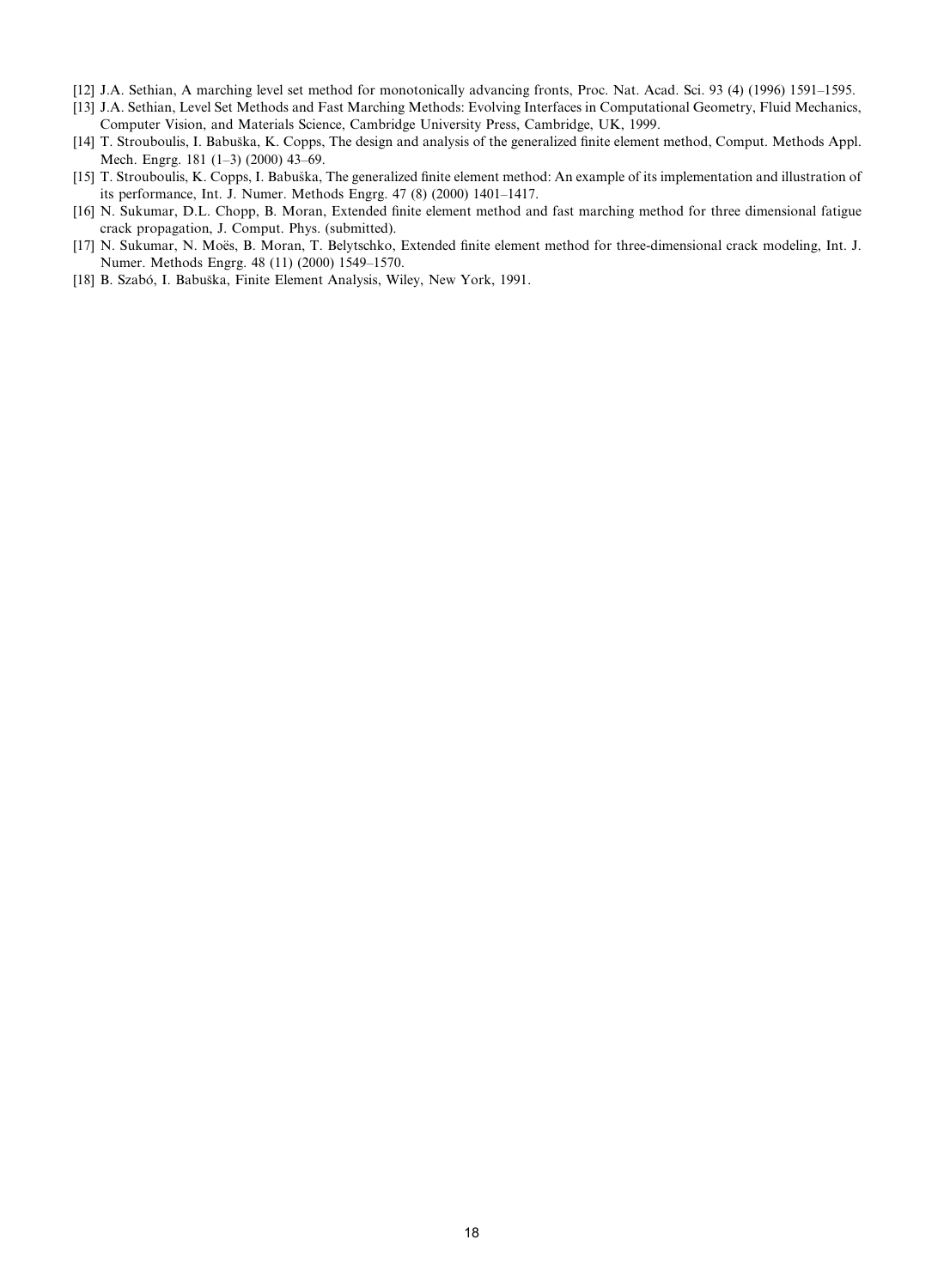[12] J.A. Sethian, A marching level set method for monotonically advancing fronts, Proc. Nat. Acad. Sci. 93 (4) (1996) 1591–1595.

[13] J.A. Sethian, Level Set Methods and Fast Marching Methods: Evolving Interfaces in Computational Geometry, Fluid Mechanics, Computer Vision, and Materials Science, Cambridge University Press, Cambridge, UK, 1999.

[14] T. Strouboulis, I. Babuška, K. Copps, The design and analysis of the generalized finite element method, Comput. Methods Appl. Mech. Engrg. 181 (1–3) (2000) 43–69.

[15] T. Strouboulis, K. Copps, I. Babuška, The generalized finite element method: An example of its implementation and illustration of its performance, Int. J. Numer. Methods Engrg. 47 (8) (2000) 1401–1417.

[16] N. Sukumar, D.L. Chopp, B. Moran, Extended finite element method and fast marching method for three dimensional fatigue crack propagation, J. Comput. Phys. (submitted).

[17] N. Sukumar, N. Moës, B. Moran, T. Belytschko, Extended finite element method for three-dimensional crack modeling, Int. J. Numer. Methods Engrg. 48 (11) (2000) 1549–1570.

[18] B. Szabó, I. Babuška, Finite Element Analysis, Wiley, New York, 1991.